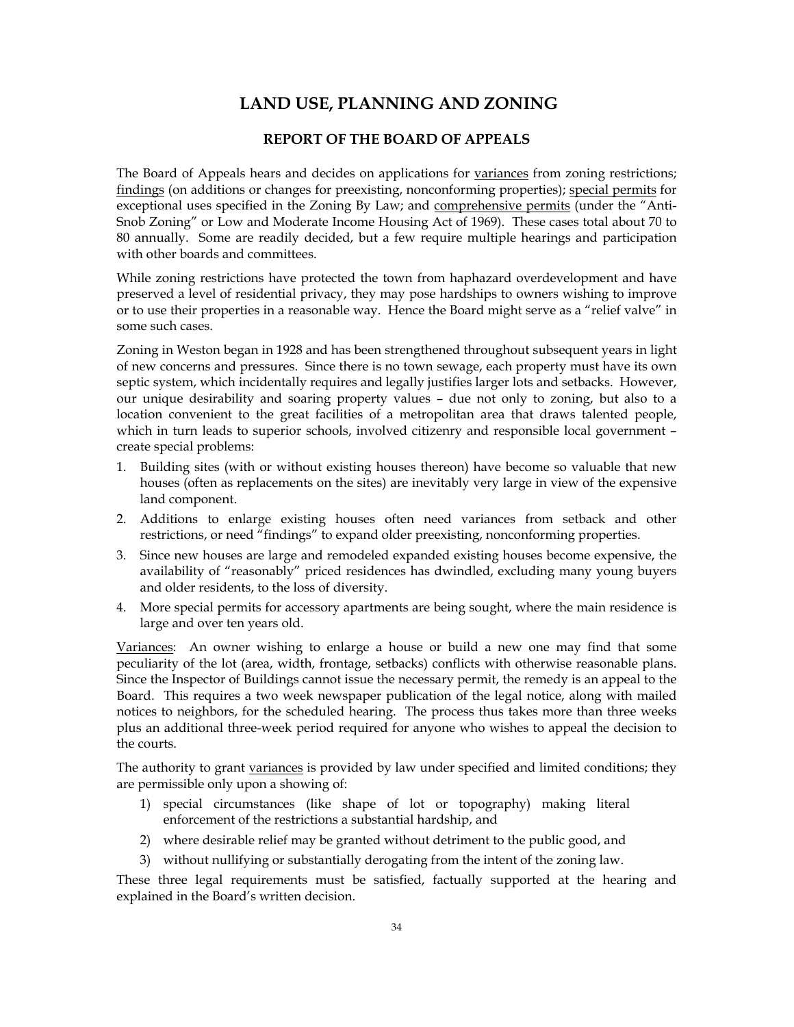# LAND USE, PLANNING AND ZONING

## REPORT OF THE BOARD OF APPEALS

The Board of Appeals hears and decides on applications for <u>variances</u> from zoning restrictions; <u>findings</u> (on additions or changes for preexisting, nonconforming properties); <u>special permits</u> for exceptional uses specified in the Zoning By Law; and <u>comprehensive permits</u> (under the "Anti-Snob Zoning" or Low and Moderate Income Housing Act of 1969). These cases total about 70 to 80 annually. Some are readily decided, but a few require multiple hearings and participation with other boards and committees.

While zoning restrictions have protected the town from haphazard overdevelopment and have preserved a level of residential privacy, they may pose hardships to owners wishing to improve or to use their properties in a reasonable way. Hence the Board might serve as a "relief valve" in some such cases.

Zoning in Weston began in 1928 and has been strengthened throughout subsequent years in light of new concerns and pressures. Since there is no town sewage, each property must have its own septic system, which incidentally requires and legally justifies larger lots and setbacks. However, our unique desirability and soaring property values – due not only to zoning, but also to a location convenient to the great facilities of a metropolitan area that draws talented people, which in turn leads to superior schools, involved citizenry and responsible local government – create special problems:

1. Building sites (with or without existing houses thereon) have become so valuable that new houses (often as replacements on the sites) are inevitably very large in view of the expensive land component.
2. Additions to enlarge existing houses often need variances from setback and other restrictions, or need "findings" to expand older preexisting, nonconforming properties.
3. Since new houses are large and remodeled expanded existing houses become expensive, the availability of "reasonably" priced residences has dwindled, excluding many young buyers and older residents, to the loss of diversity.
4. More special permits for accessory apartments are being sought, where the main residence is large and over ten years old.

<u>Variances</u>: An owner wishing to enlarge a house or build a new one may find that some peculiarity of the lot (area, width, frontage, setbacks) conflicts with otherwise reasonable plans. Since the Inspector of Buildings cannot issue the necessary permit, the remedy is an appeal to the Board. This requires a two week newspaper publication of the legal notice, along with mailed notices to neighbors, for the scheduled hearing. The process thus takes more than three weeks plus an additional three-week period required for anyone who wishes to appeal the decision to the courts.

The authority to grant <u>variances</u> is provided by law under specified and limited conditions; they are permissible only upon a showing of:

1) special circumstances (like shape of lot or topography) making literal enforcement of the restrictions a substantial hardship, and
2) where desirable relief may be granted without detriment to the public good, and
3) without nullifying or substantially derogating from the intent of the zoning law.

These three legal requirements must be satisfied, factually supported at the hearing and explained in the Board's written decision.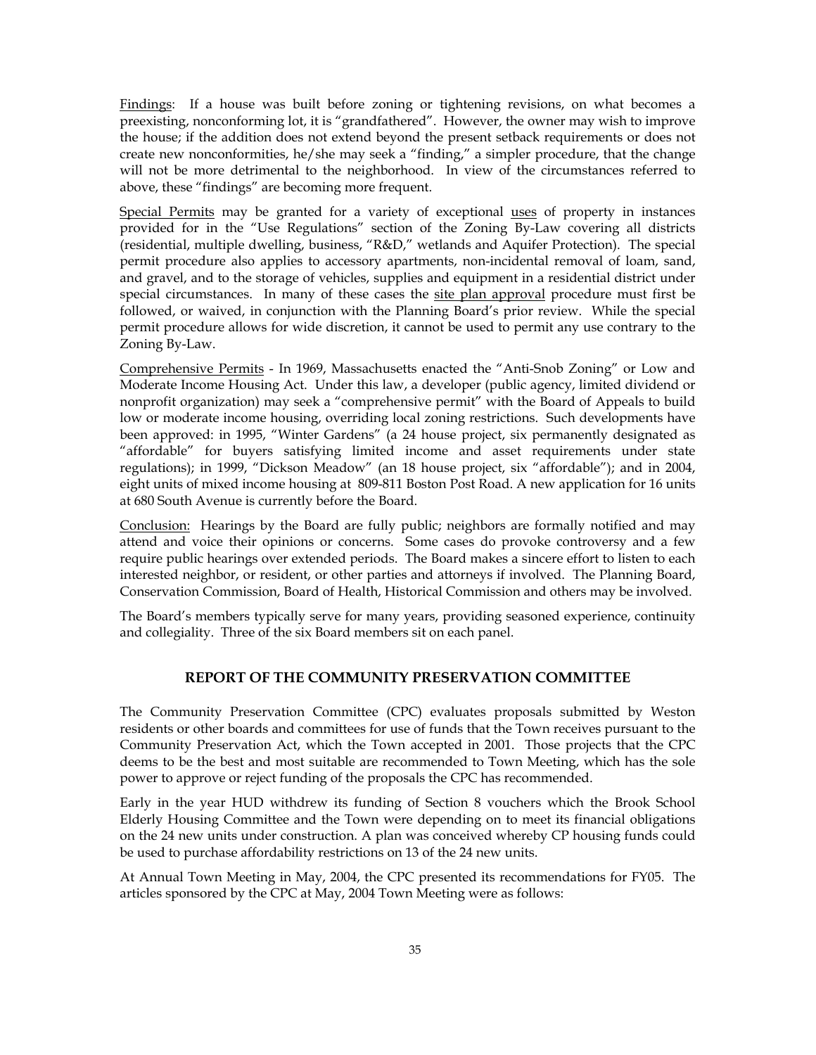Findings: If a house was built before zoning or tightening revisions, on what becomes a preexisting, nonconforming lot, it is "grandfathered". However, the owner may wish to improve the house; if the addition does not extend beyond the present setback requirements or does not create new nonconformities, he/she may seek a "finding," a simpler procedure, that the change will not be more detrimental to the neighborhood. In view of the circumstances referred to above, these "findings" are becoming more frequent.

Special Permits may be granted for a variety of exceptional uses of property in instances provided for in the "Use Regulations" section of the Zoning By-Law covering all districts (residential, multiple dwelling, business, "R&D," wetlands and Aquifer Protection). The special permit procedure also applies to accessory apartments, non-incidental removal of loam, sand, and gravel, and to the storage of vehicles, supplies and equipment in a residential district under special circumstances. In many of these cases the site plan approval procedure must first be followed, or waived, in conjunction with the Planning Board's prior review. While the special permit procedure allows for wide discretion, it cannot be used to permit any use contrary to the Zoning By-Law.

Comprehensive Permits - In 1969, Massachusetts enacted the "Anti-Snob Zoning" or Low and Moderate Income Housing Act. Under this law, a developer (public agency, limited dividend or nonprofit organization) may seek a "comprehensive permit" with the Board of Appeals to build low or moderate income housing, overriding local zoning restrictions. Such developments have been approved: in 1995, "Winter Gardens" (a 24 house project, six permanently designated as "affordable" for buyers satisfying limited income and asset requirements under state regulations); in 1999, "Dickson Meadow" (an 18 house project, six "affordable"); and in 2004, eight units of mixed income housing at 809-811 Boston Post Road. A new application for 16 units at 680 South Avenue is currently before the Board.

Conclusion: Hearings by the Board are fully public; neighbors are formally notified and may attend and voice their opinions or concerns. Some cases do provoke controversy and a few require public hearings over extended periods. The Board makes a sincere effort to listen to each interested neighbor, or resident, or other parties and attorneys if involved. The Planning Board, Conservation Commission, Board of Health, Historical Commission and others may be involved.

The Board's members typically serve for many years, providing seasoned experience, continuity and collegiality. Three of the six Board members sit on each panel.

## REPORT OF THE COMMUNITY PRESERVATION COMMITTEE

The Community Preservation Committee (CPC) evaluates proposals submitted by Weston residents or other boards and committees for use of funds that the Town receives pursuant to the Community Preservation Act, which the Town accepted in 2001. Those projects that the CPC deems to be the best and most suitable are recommended to Town Meeting, which has the sole power to approve or reject funding of the proposals the CPC has recommended.

Early in the year HUD withdrew its funding of Section 8 vouchers which the Brook School Elderly Housing Committee and the Town were depending on to meet its financial obligations on the 24 new units under construction. A plan was conceived whereby CP housing funds could be used to purchase affordability restrictions on 13 of the 24 new units.

At Annual Town Meeting in May, 2004, the CPC presented its recommendations for FY05. The articles sponsored by the CPC at May, 2004 Town Meeting were as follows: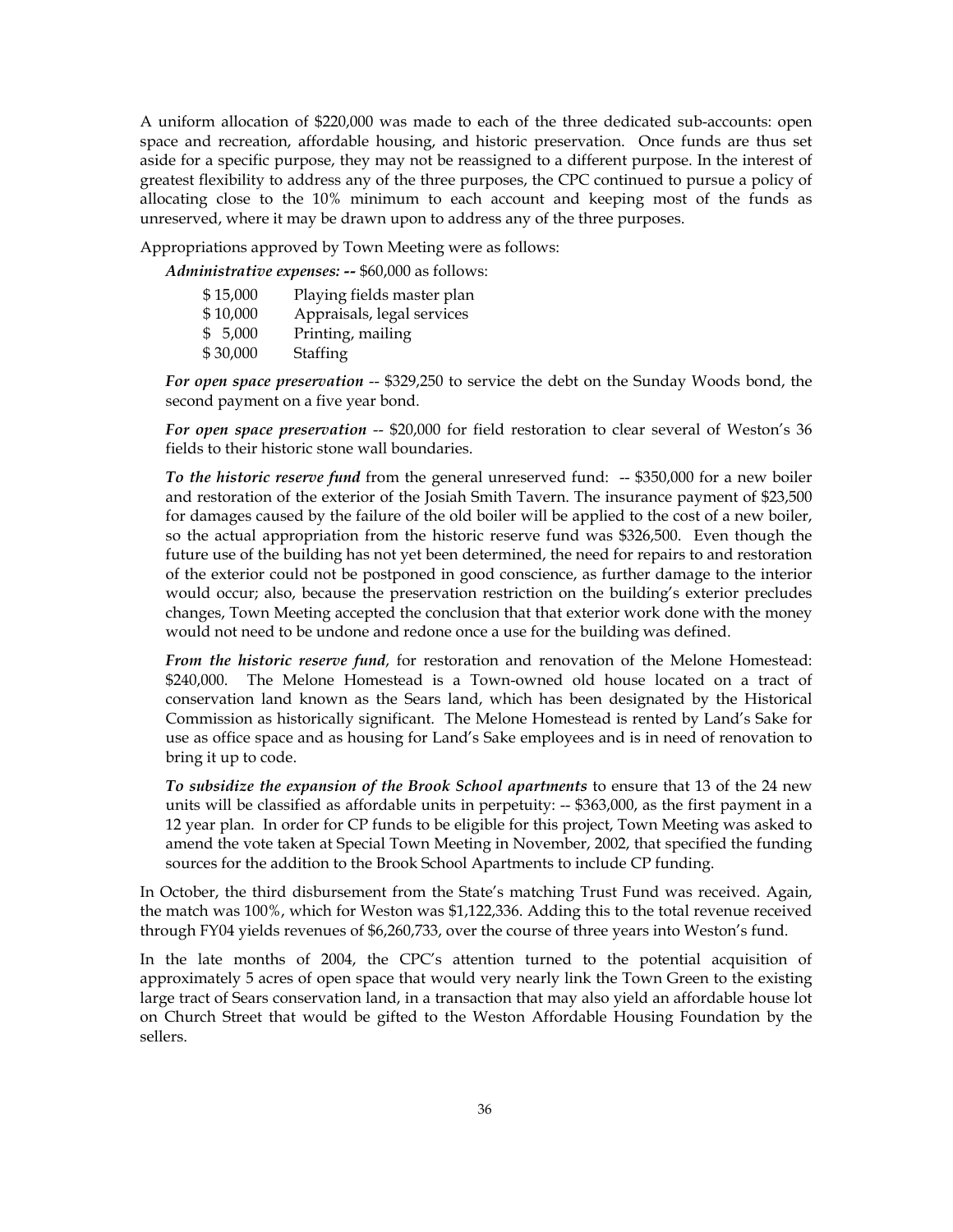A uniform allocation of $220,000 was made to each of the three dedicated sub-accounts: open space and recreation, affordable housing, and historic preservation. Once funds are thus set aside for a specific purpose, they may not be reassigned to a different purpose. In the interest of greatest flexibility to address any of the three purposes, the CPC continued to pursue a policy of allocating close to the 10% minimum to each account and keeping most of the funds as unreserved, where it may be drawn upon to address any of the three purposes.

Appropriations approved by Town Meeting were as follows:

***Administrative expenses: --*** $60,000 as follows:

| | |
|---|---|
| $ 15,000 | Playing fields master plan |
| $ 10,000 | Appraisals, legal services |
| $ 5,000 | Printing, mailing |
| $ 30,000 | Staffing |

***For open space preservation*** -- $329,250 to service the debt on the Sunday Woods bond, the second payment on a five year bond.

***For open space preservation*** -- $20,000 for field restoration to clear several of Weston's 36 fields to their historic stone wall boundaries.

***To the historic reserve fund*** from the general unreserved fund: -- $350,000 for a new boiler and restoration of the exterior of the Josiah Smith Tavern. The insurance payment of $23,500 for damages caused by the failure of the old boiler will be applied to the cost of a new boiler, so the actual appropriation from the historic reserve fund was $326,500. Even though the future use of the building has not yet been determined, the need for repairs to and restoration of the exterior could not be postponed in good conscience, as further damage to the interior would occur; also, because the preservation restriction on the building's exterior precludes changes, Town Meeting accepted the conclusion that that exterior work done with the money would not need to be undone and redone once a use for the building was defined.

***From the historic reserve fund***, for restoration and renovation of the Melone Homestead: $240,000. The Melone Homestead is a Town-owned old house located on a tract of conservation land known as the Sears land, which has been designated by the Historical Commission as historically significant. The Melone Homestead is rented by Land's Sake for use as office space and as housing for Land's Sake employees and is in need of renovation to bring it up to code.

***To subsidize the expansion of the Brook School apartments*** to ensure that 13 of the 24 new units will be classified as affordable units in perpetuity: -- $363,000, as the first payment in a 12 year plan. In order for CP funds to be eligible for this project, Town Meeting was asked to amend the vote taken at Special Town Meeting in November, 2002, that specified the funding sources for the addition to the Brook School Apartments to include CP funding.

In October, the third disbursement from the State's matching Trust Fund was received. Again, the match was 100%, which for Weston was $1,122,336. Adding this to the total revenue received through FY04 yields revenues of $6,260,733, over the course of three years into Weston's fund.

In the late months of 2004, the CPC's attention turned to the potential acquisition of approximately 5 acres of open space that would very nearly link the Town Green to the existing large tract of Sears conservation land, in a transaction that may also yield an affordable house lot on Church Street that would be gifted to the Weston Affordable Housing Foundation by the sellers.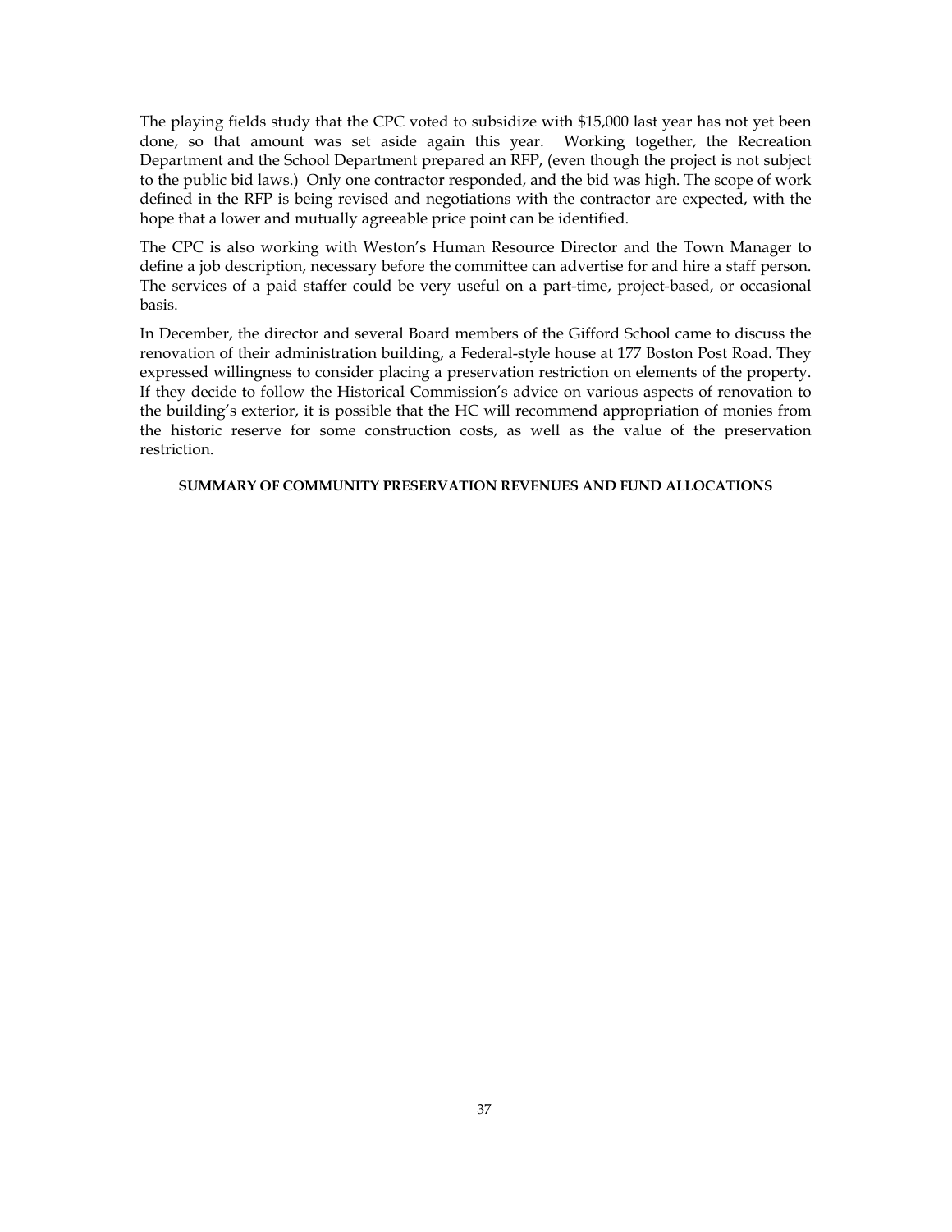The playing fields study that the CPC voted to subsidize with $15,000 last year has not yet been done, so that amount was set aside again this year. Working together, the Recreation Department and the School Department prepared an RFP, (even though the project is not subject to the public bid laws.) Only one contractor responded, and the bid was high. The scope of work defined in the RFP is being revised and negotiations with the contractor are expected, with the hope that a lower and mutually agreeable price point can be identified.

The CPC is also working with Weston's Human Resource Director and the Town Manager to define a job description, necessary before the committee can advertise for and hire a staff person. The services of a paid staffer could be very useful on a part-time, project-based, or occasional basis.

In December, the director and several Board members of the Gifford School came to discuss the renovation of their administration building, a Federal-style house at 177 Boston Post Road. They expressed willingness to consider placing a preservation restriction on elements of the property. If they decide to follow the Historical Commission's advice on various aspects of renovation to the building's exterior, it is possible that the HC will recommend appropriation of monies from the historic reserve for some construction costs, as well as the value of the preservation restriction.

**SUMMARY OF COMMUNITY PRESERVATION REVENUES AND FUND ALLOCATIONS**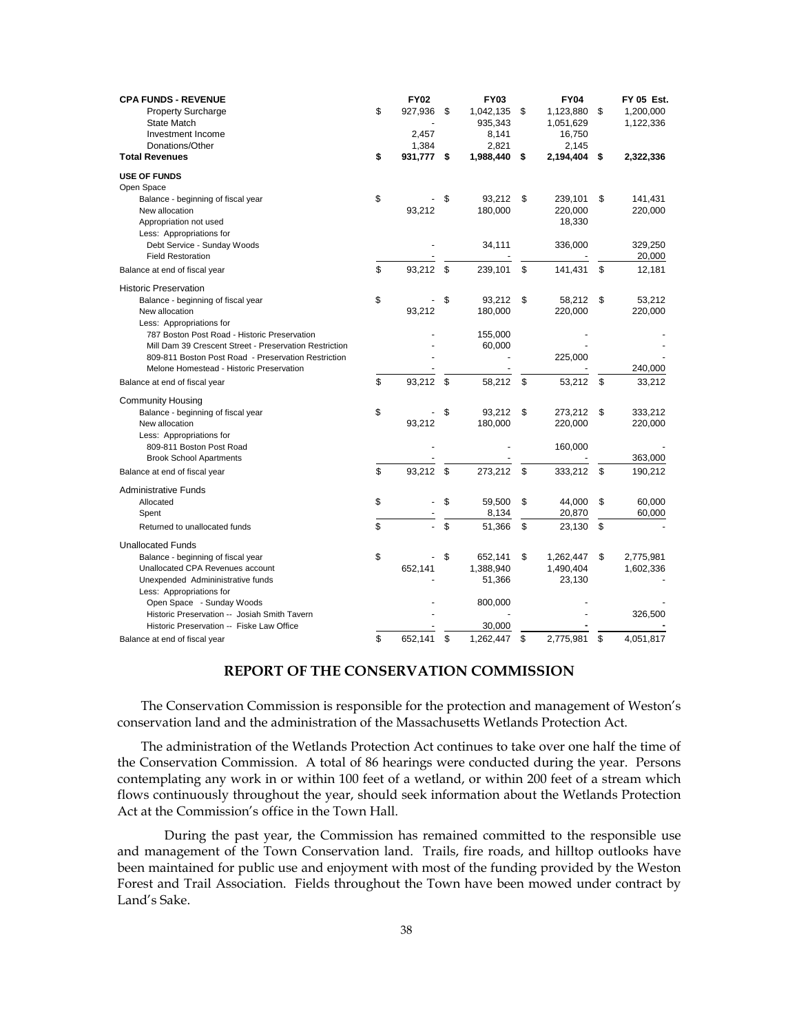| CPA FUNDS - REVENUE | FY02 | FY03 | FY04 | FY 05 Est. |
|---|---|---|---|---|
| Property Surcharge | $ 927,936 | $ 1,042,135 | $ 1,123,880 | $ 1,200,000 |
| State Match | - | 935,343 | 1,051,629 | 1,122,336 |
| Investment Income | 2,457 | 8,141 | 16,750 | |
| Donations/Other | 1,384 | 2,821 | 2,145 | |
| **Total Revenues** | **$ 931,777** | **$ 1,988,440** | **$ 2,194,404** | **$ 2,322,336** |
| **USE OF FUNDS** | | | | |
| Open Space | | | | |
| Balance - beginning of fiscal year | $ - | $ 93,212 | $ 239,101 | $ 141,431 |
| New allocation | 93,212 | 180,000 | 220,000 | 220,000 |
| Appropriation not used | | | 18,330 | |
| Less: Appropriations for | | | | |
| Debt Service - Sunday Woods | - | 34,111 | 336,000 | 329,250 |
| Field Restoration | - | - | - | 20,000 |
| Balance at end of fiscal year | $ 93,212 | $ 239,101 | $ 141,431 | $ 12,181 |
| Historic Preservation | | | | |
| Balance - beginning of fiscal year | $ - | $ 93,212 | $ 58,212 | $ 53,212 |
| New allocation | 93,212 | 180,000 | 220,000 | 220,000 |
| Less: Appropriations for | | | | |
| 787 Boston Post Road - Historic Preservation | - | 155,000 | - | - |
| Mill Dam 39 Crescent Street - Preservation Restriction | - | 60,000 | - | - |
| 809-811 Boston Post Road - Preservation Restriction | - | - | 225,000 | - |
| Melone Homestead - Historic Preservation | - | - | - | 240,000 |
| Balance at end of fiscal year | $ 93,212 | $ 58,212 | $ 53,212 | $ 33,212 |
| Community Housing | | | | |
| Balance - beginning of fiscal year | $ - | $ 93,212 | $ 273,212 | $ 333,212 |
| New allocation | 93,212 | 180,000 | 220,000 | 220,000 |
| Less: Appropriations for | | | | |
| 809-811 Boston Post Road | - | - | 160,000 | - |
| Brook School Apartments | - | - | - | 363,000 |
| Balance at end of fiscal year | $ 93,212 | $ 273,212 | $ 333,212 | $ 190,212 |
| Administrative Funds | | | | |
| Allocated | $ - | $ 59,500 | $ 44,000 | $ 60,000 |
| Spent | - | 8,134 | 20,870 | 60,000 |
| Returned to unallocated funds | $ - | $ 51,366 | $ 23,130 | $ - |
| Unallocated Funds | | | | |
| Balance - beginning of fiscal year | $ - | $ 652,141 | $ 1,262,447 | $ 2,775,981 |
| Unallocated CPA Revenues account | 652,141 | 1,388,940 | 1,490,404 | 1,602,336 |
| Unexpended Admininistrative funds | - | 51,366 | 23,130 | - |
| Less: Appropriations for | | | | |
| Open Space - Sunday Woods | - | 800,000 | - | - |
| Historic Preservation -- Josiah Smith Tavern | - | - | - | 326,500 |
| Historic Preservation -- Fiske Law Office | - | 30,000 | - | - |
| Balance at end of fiscal year | $ 652,141 | $ 1,262,447 | $ 2,775,981 | $ 4,051,817 |

## REPORT OF THE CONSERVATION COMMISSION

The Conservation Commission is responsible for the protection and management of Weston's conservation land and the administration of the Massachusetts Wetlands Protection Act.

The administration of the Wetlands Protection Act continues to take over one half the time of the Conservation Commission. A total of 86 hearings were conducted during the year. Persons contemplating any work in or within 100 feet of a wetland, or within 200 feet of a stream which flows continuously throughout the year, should seek information about the Wetlands Protection Act at the Commission's office in the Town Hall.

During the past year, the Commission has remained committed to the responsible use and management of the Town Conservation land. Trails, fire roads, and hilltop outlooks have been maintained for public use and enjoyment with most of the funding provided by the Weston Forest and Trail Association. Fields throughout the Town have been mowed under contract by Land's Sake.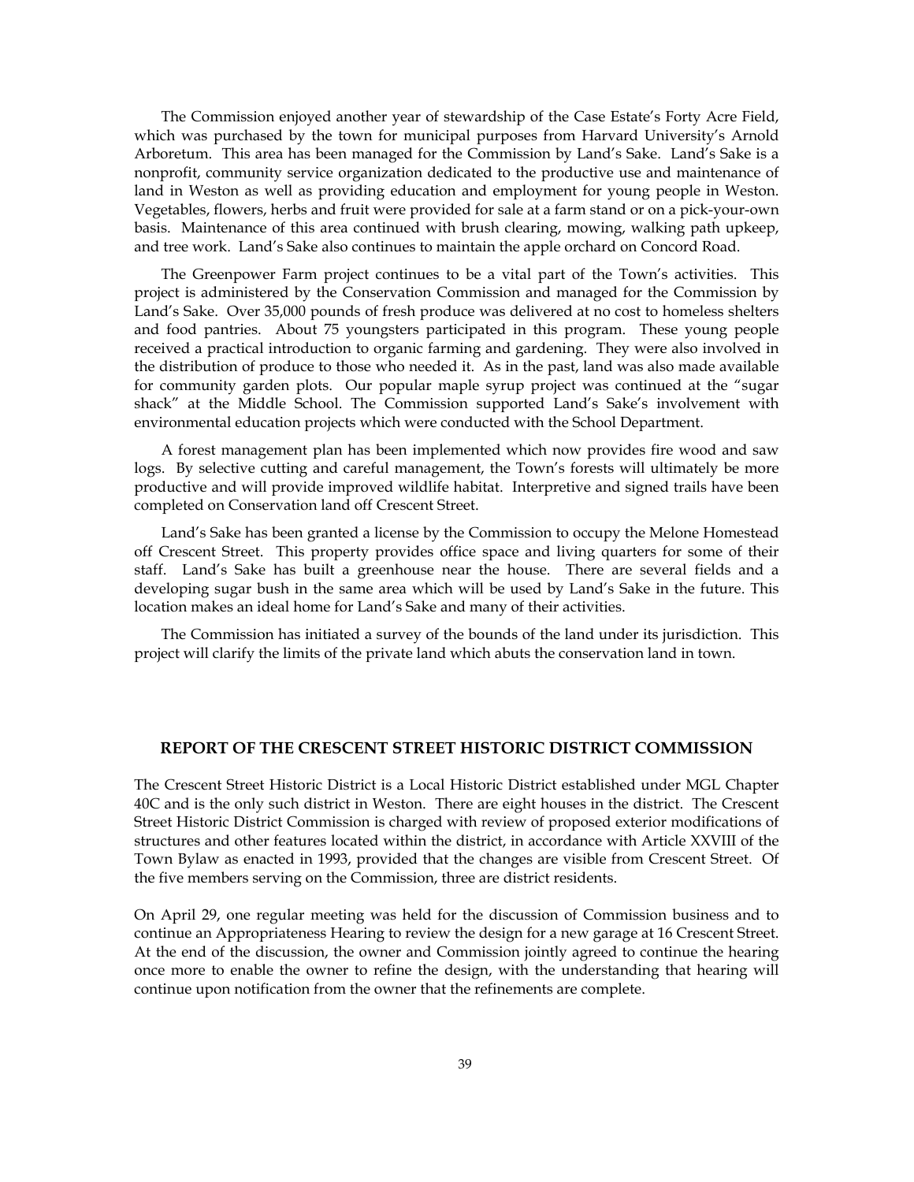The Commission enjoyed another year of stewardship of the Case Estate's Forty Acre Field, which was purchased by the town for municipal purposes from Harvard University's Arnold Arboretum. This area has been managed for the Commission by Land's Sake. Land's Sake is a nonprofit, community service organization dedicated to the productive use and maintenance of land in Weston as well as providing education and employment for young people in Weston. Vegetables, flowers, herbs and fruit were provided for sale at a farm stand or on a pick-your-own basis. Maintenance of this area continued with brush clearing, mowing, walking path upkeep, and tree work. Land's Sake also continues to maintain the apple orchard on Concord Road.

The Greenpower Farm project continues to be a vital part of the Town's activities. This project is administered by the Conservation Commission and managed for the Commission by Land's Sake. Over 35,000 pounds of fresh produce was delivered at no cost to homeless shelters and food pantries. About 75 youngsters participated in this program. These young people received a practical introduction to organic farming and gardening. They were also involved in the distribution of produce to those who needed it. As in the past, land was also made available for community garden plots. Our popular maple syrup project was continued at the "sugar shack" at the Middle School. The Commission supported Land's Sake's involvement with environmental education projects which were conducted with the School Department.

A forest management plan has been implemented which now provides fire wood and saw logs. By selective cutting and careful management, the Town's forests will ultimately be more productive and will provide improved wildlife habitat. Interpretive and signed trails have been completed on Conservation land off Crescent Street.

Land's Sake has been granted a license by the Commission to occupy the Melone Homestead off Crescent Street. This property provides office space and living quarters for some of their staff. Land's Sake has built a greenhouse near the house. There are several fields and a developing sugar bush in the same area which will be used by Land's Sake in the future. This location makes an ideal home for Land's Sake and many of their activities.

The Commission has initiated a survey of the bounds of the land under its jurisdiction. This project will clarify the limits of the private land which abuts the conservation land in town.

## REPORT OF THE CRESCENT STREET HISTORIC DISTRICT COMMISSION

The Crescent Street Historic District is a Local Historic District established under MGL Chapter 40C and is the only such district in Weston. There are eight houses in the district. The Crescent Street Historic District Commission is charged with review of proposed exterior modifications of structures and other features located within the district, in accordance with Article XXVIII of the Town Bylaw as enacted in 1993, provided that the changes are visible from Crescent Street. Of the five members serving on the Commission, three are district residents.

On April 29, one regular meeting was held for the discussion of Commission business and to continue an Appropriateness Hearing to review the design for a new garage at 16 Crescent Street. At the end of the discussion, the owner and Commission jointly agreed to continue the hearing once more to enable the owner to refine the design, with the understanding that hearing will continue upon notification from the owner that the refinements are complete.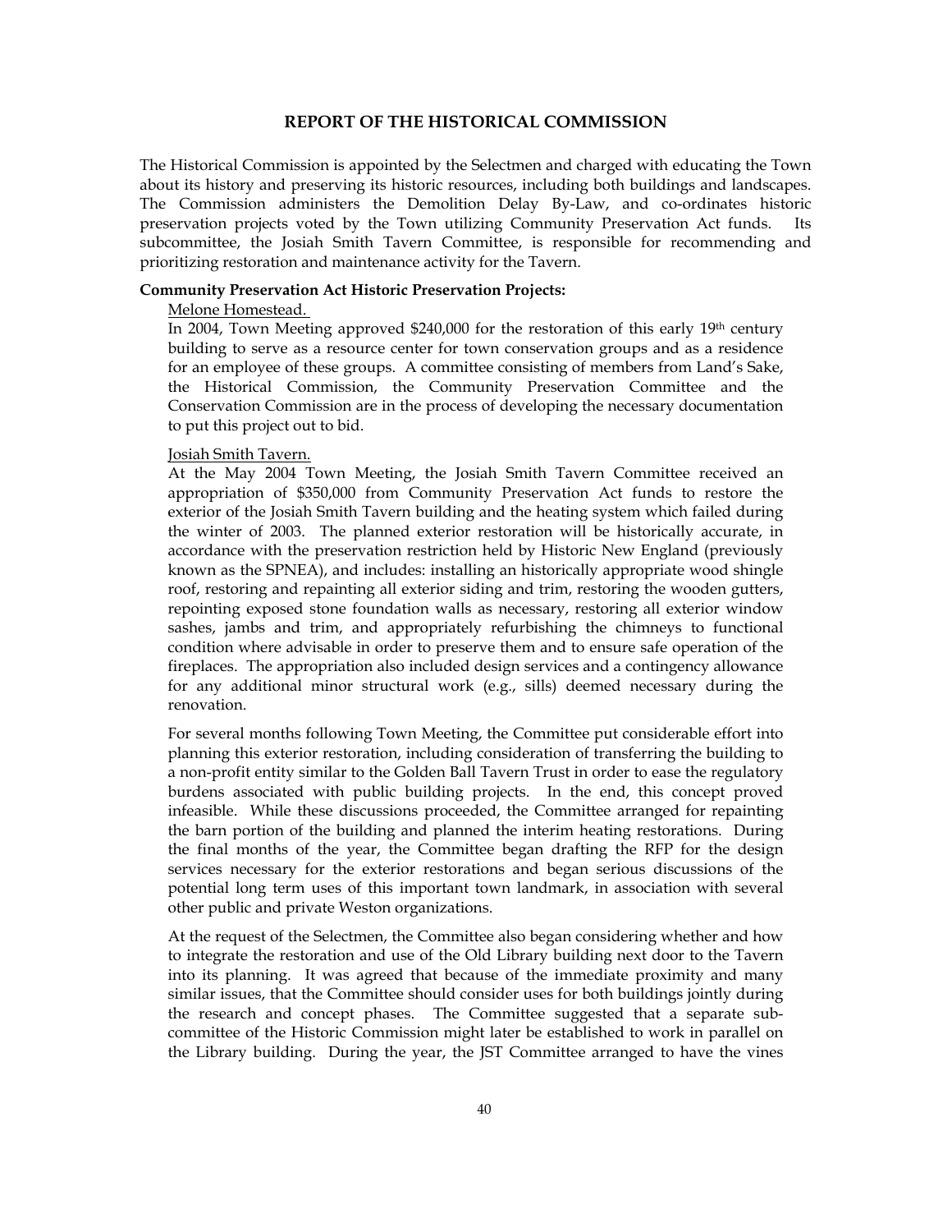## REPORT OF THE HISTORICAL COMMISSION

The Historical Commission is appointed by the Selectmen and charged with educating the Town about its history and preserving its historic resources, including both buildings and landscapes. The Commission administers the Demolition Delay By-Law, and co-ordinates historic preservation projects voted by the Town utilizing Community Preservation Act funds. Its subcommittee, the Josiah Smith Tavern Committee, is responsible for recommending and prioritizing restoration and maintenance activity for the Tavern.

**Community Preservation Act Historic Preservation Projects:**

Melone Homestead.

In 2004, Town Meeting approved $240,000 for the restoration of this early 19th century building to serve as a resource center for town conservation groups and as a residence for an employee of these groups. A committee consisting of members from Land's Sake, the Historical Commission, the Community Preservation Committee and the Conservation Commission are in the process of developing the necessary documentation to put this project out to bid.

Josiah Smith Tavern.

At the May 2004 Town Meeting, the Josiah Smith Tavern Committee received an appropriation of $350,000 from Community Preservation Act funds to restore the exterior of the Josiah Smith Tavern building and the heating system which failed during the winter of 2003. The planned exterior restoration will be historically accurate, in accordance with the preservation restriction held by Historic New England (previously known as the SPNEA), and includes: installing an historically appropriate wood shingle roof, restoring and repainting all exterior siding and trim, restoring the wooden gutters, repointing exposed stone foundation walls as necessary, restoring all exterior window sashes, jambs and trim, and appropriately refurbishing the chimneys to functional condition where advisable in order to preserve them and to ensure safe operation of the fireplaces. The appropriation also included design services and a contingency allowance for any additional minor structural work (e.g., sills) deemed necessary during the renovation.

For several months following Town Meeting, the Committee put considerable effort into planning this exterior restoration, including consideration of transferring the building to a non-profit entity similar to the Golden Ball Tavern Trust in order to ease the regulatory burdens associated with public building projects. In the end, this concept proved infeasible. While these discussions proceeded, the Committee arranged for repainting the barn portion of the building and planned the interim heating restorations. During the final months of the year, the Committee began drafting the RFP for the design services necessary for the exterior restorations and began serious discussions of the potential long term uses of this important town landmark, in association with several other public and private Weston organizations.

At the request of the Selectmen, the Committee also began considering whether and how to integrate the restoration and use of the Old Library building next door to the Tavern into its planning. It was agreed that because of the immediate proximity and many similar issues, that the Committee should consider uses for both buildings jointly during the research and concept phases. The Committee suggested that a separate sub-committee of the Historic Commission might later be established to work in parallel on the Library building. During the year, the JST Committee arranged to have the vines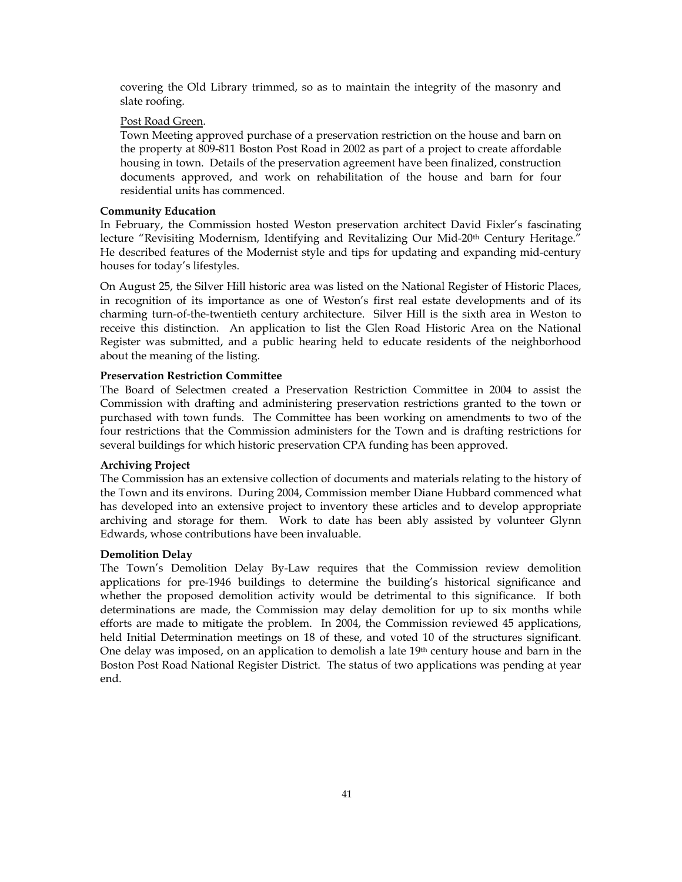covering the Old Library trimmed, so as to maintain the integrity of the masonry and slate roofing.

Post Road Green.

Town Meeting approved purchase of a preservation restriction on the house and barn on the property at 809-811 Boston Post Road in 2002 as part of a project to create affordable housing in town. Details of the preservation agreement have been finalized, construction documents approved, and work on rehabilitation of the house and barn for four residential units has commenced.

**Community Education**

In February, the Commission hosted Weston preservation architect David Fixler's fascinating lecture "Revisiting Modernism, Identifying and Revitalizing Our Mid-20th Century Heritage." He described features of the Modernist style and tips for updating and expanding mid-century houses for today's lifestyles.

On August 25, the Silver Hill historic area was listed on the National Register of Historic Places, in recognition of its importance as one of Weston's first real estate developments and of its charming turn-of-the-twentieth century architecture. Silver Hill is the sixth area in Weston to receive this distinction. An application to list the Glen Road Historic Area on the National Register was submitted, and a public hearing held to educate residents of the neighborhood about the meaning of the listing.

**Preservation Restriction Committee**

The Board of Selectmen created a Preservation Restriction Committee in 2004 to assist the Commission with drafting and administering preservation restrictions granted to the town or purchased with town funds. The Committee has been working on amendments to two of the four restrictions that the Commission administers for the Town and is drafting restrictions for several buildings for which historic preservation CPA funding has been approved.

**Archiving Project**

The Commission has an extensive collection of documents and materials relating to the history of the Town and its environs. During 2004, Commission member Diane Hubbard commenced what has developed into an extensive project to inventory these articles and to develop appropriate archiving and storage for them. Work to date has been ably assisted by volunteer Glynn Edwards, whose contributions have been invaluable.

**Demolition Delay**

The Town's Demolition Delay By-Law requires that the Commission review demolition applications for pre-1946 buildings to determine the building's historical significance and whether the proposed demolition activity would be detrimental to this significance. If both determinations are made, the Commission may delay demolition for up to six months while efforts are made to mitigate the problem. In 2004, the Commission reviewed 45 applications, held Initial Determination meetings on 18 of these, and voted 10 of the structures significant. One delay was imposed, on an application to demolish a late 19th century house and barn in the Boston Post Road National Register District. The status of two applications was pending at year end.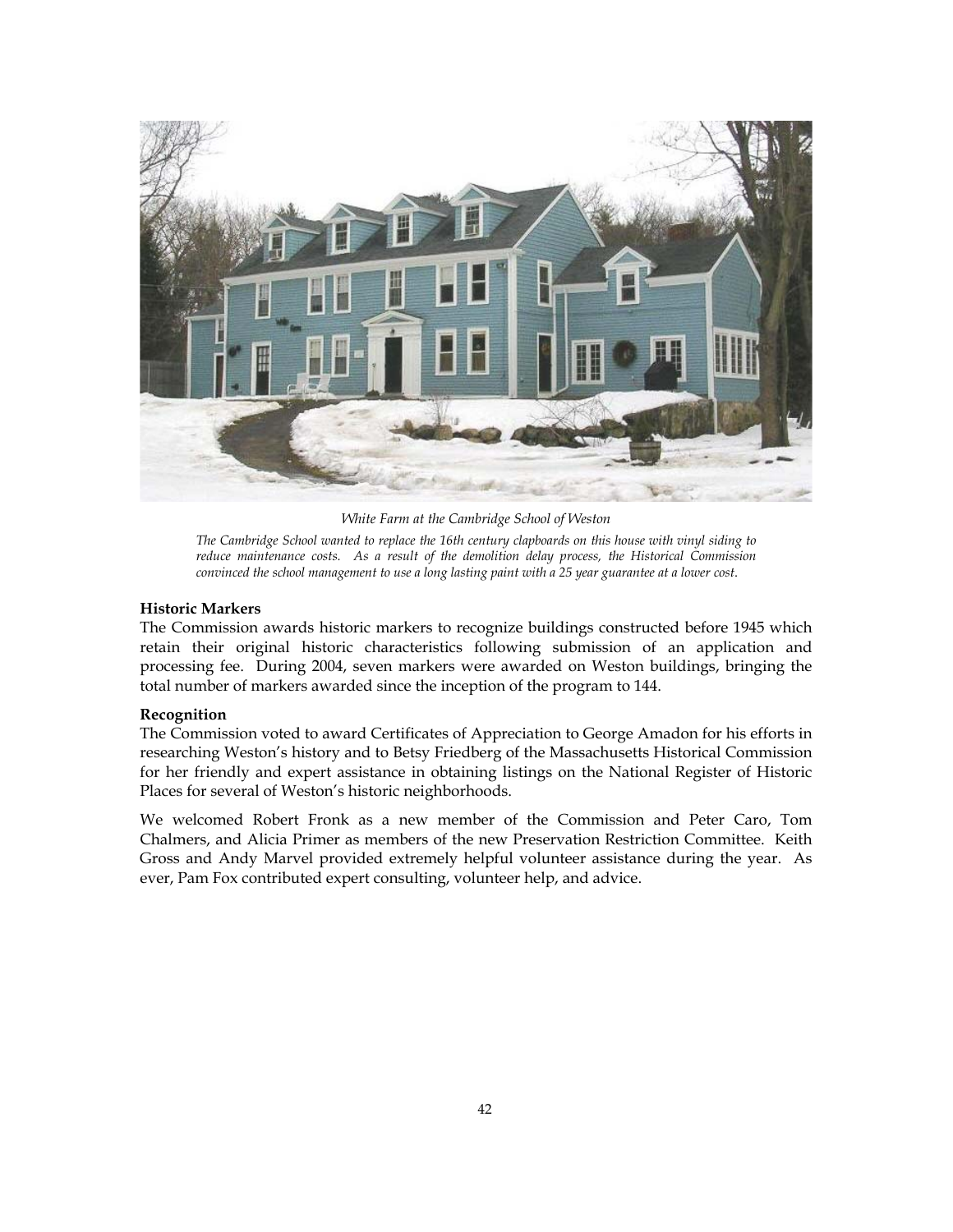*White Farm at the Cambridge School of Weston*

*The Cambridge School wanted to replace the 16th century clapboards on this house with vinyl siding to reduce maintenance costs. As a result of the demolition delay process, the Historical Commission convinced the school management to use a long lasting paint with a 25 year guarantee at a lower cost.*

**Historic Markers**

The Commission awards historic markers to recognize buildings constructed before 1945 which retain their original historic characteristics following submission of an application and processing fee. During 2004, seven markers were awarded on Weston buildings, bringing the total number of markers awarded since the inception of the program to 144.

**Recognition**

The Commission voted to award Certificates of Appreciation to George Amadon for his efforts in researching Weston's history and to Betsy Friedberg of the Massachusetts Historical Commission for her friendly and expert assistance in obtaining listings on the National Register of Historic Places for several of Weston's historic neighborhoods.

We welcomed Robert Fronk as a new member of the Commission and Peter Caro, Tom Chalmers, and Alicia Primer as members of the new Preservation Restriction Committee. Keith Gross and Andy Marvel provided extremely helpful volunteer assistance during the year. As ever, Pam Fox contributed expert consulting, volunteer help, and advice.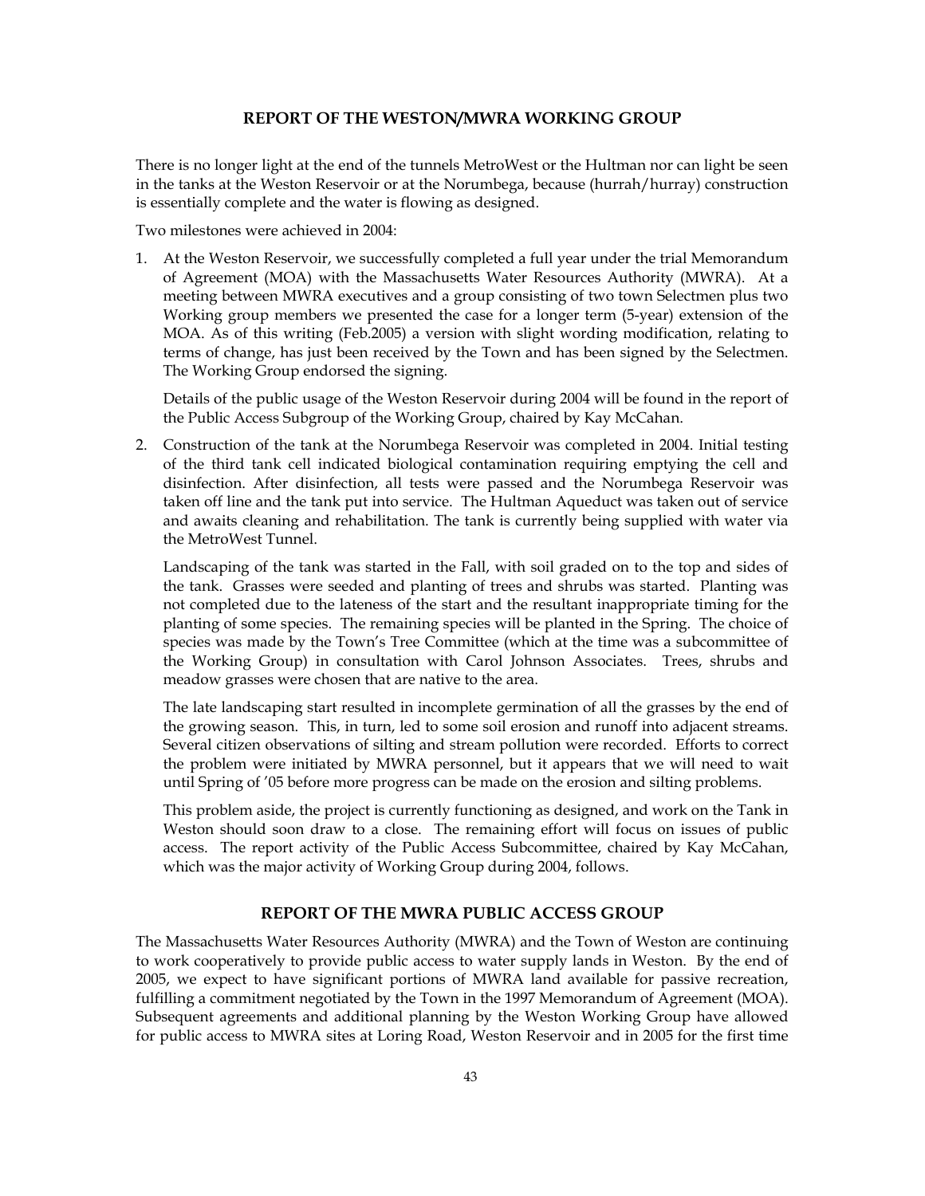## REPORT OF THE WESTON/MWRA WORKING GROUP

There is no longer light at the end of the tunnels MetroWest or the Hultman nor can light be seen in the tanks at the Weston Reservoir or at the Norumbega, because (hurrah/hurray) construction is essentially complete and the water is flowing as designed.

Two milestones were achieved in 2004:

1. At the Weston Reservoir, we successfully completed a full year under the trial Memorandum of Agreement (MOA) with the Massachusetts Water Resources Authority (MWRA). At a meeting between MWRA executives and a group consisting of two town Selectmen plus two Working group members we presented the case for a longer term (5-year) extension of the MOA. As of this writing (Feb.2005) a version with slight wording modification, relating to terms of change, has just been received by the Town and has been signed by the Selectmen. The Working Group endorsed the signing.

   Details of the public usage of the Weston Reservoir during 2004 will be found in the report of the Public Access Subgroup of the Working Group, chaired by Kay McCahan.

2. Construction of the tank at the Norumbega Reservoir was completed in 2004. Initial testing of the third tank cell indicated biological contamination requiring emptying the cell and disinfection. After disinfection, all tests were passed and the Norumbega Reservoir was taken off line and the tank put into service. The Hultman Aqueduct was taken out of service and awaits cleaning and rehabilitation. The tank is currently being supplied with water via the MetroWest Tunnel.

   Landscaping of the tank was started in the Fall, with soil graded on to the top and sides of the tank. Grasses were seeded and planting of trees and shrubs was started. Planting was not completed due to the lateness of the start and the resultant inappropriate timing for the planting of some species. The remaining species will be planted in the Spring. The choice of species was made by the Town's Tree Committee (which at the time was a subcommittee of the Working Group) in consultation with Carol Johnson Associates. Trees, shrubs and meadow grasses were chosen that are native to the area.

   The late landscaping start resulted in incomplete germination of all the grasses by the end of the growing season. This, in turn, led to some soil erosion and runoff into adjacent streams. Several citizen observations of silting and stream pollution were recorded. Efforts to correct the problem were initiated by MWRA personnel, but it appears that we will need to wait until Spring of '05 before more progress can be made on the erosion and silting problems.

   This problem aside, the project is currently functioning as designed, and work on the Tank in Weston should soon draw to a close. The remaining effort will focus on issues of public access. The report activity of the Public Access Subcommittee, chaired by Kay McCahan, which was the major activity of Working Group during 2004, follows.

## REPORT OF THE MWRA PUBLIC ACCESS GROUP

The Massachusetts Water Resources Authority (MWRA) and the Town of Weston are continuing to work cooperatively to provide public access to water supply lands in Weston. By the end of 2005, we expect to have significant portions of MWRA land available for passive recreation, fulfilling a commitment negotiated by the Town in the 1997 Memorandum of Agreement (MOA). Subsequent agreements and additional planning by the Weston Working Group have allowed for public access to MWRA sites at Loring Road, Weston Reservoir and in 2005 for the first time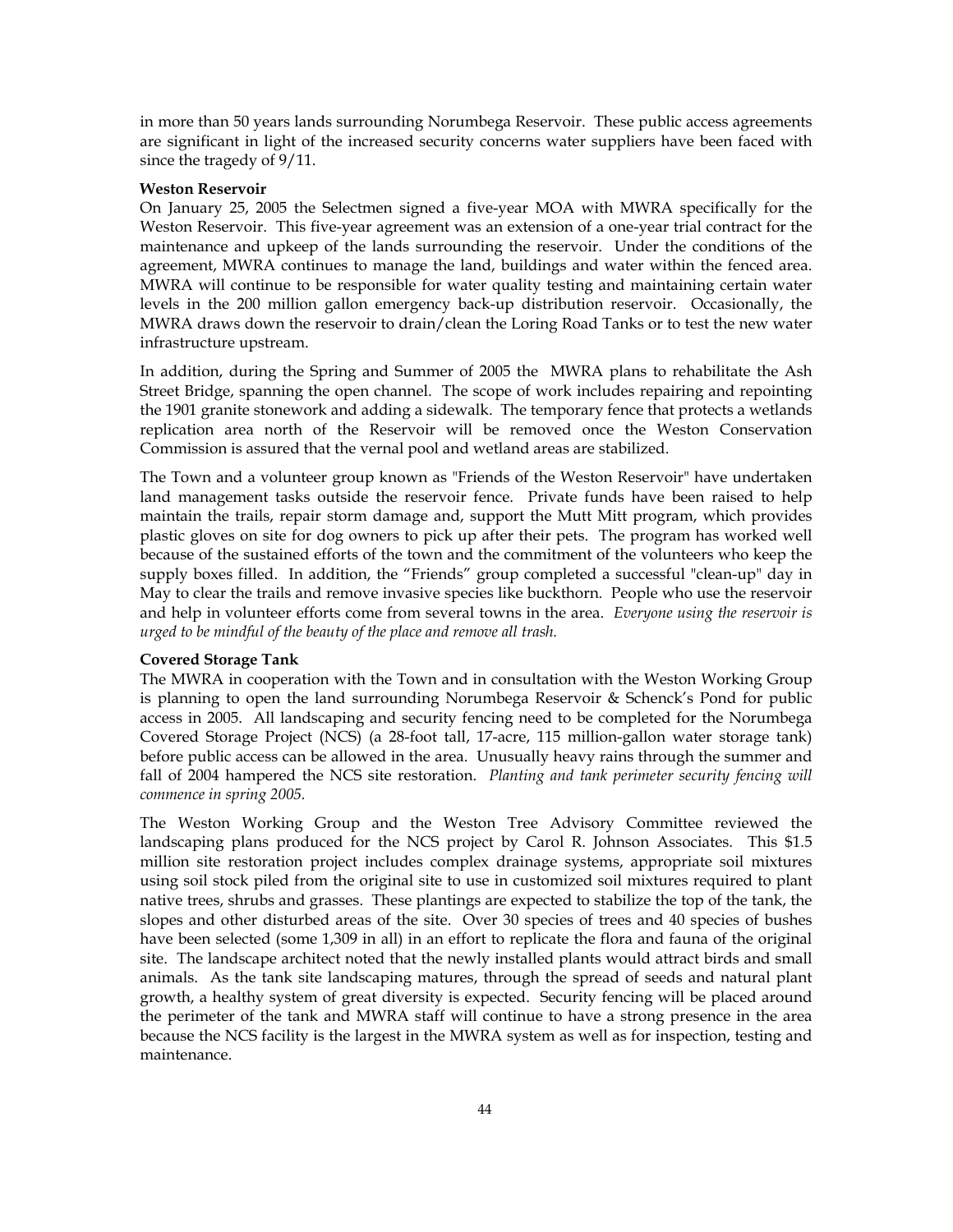in more than 50 years lands surrounding Norumbega Reservoir. These public access agreements are significant in light of the increased security concerns water suppliers have been faced with since the tragedy of 9/11.

**Weston Reservoir**

On January 25, 2005 the Selectmen signed a five-year MOA with MWRA specifically for the Weston Reservoir. This five-year agreement was an extension of a one-year trial contract for the maintenance and upkeep of the lands surrounding the reservoir. Under the conditions of the agreement, MWRA continues to manage the land, buildings and water within the fenced area. MWRA will continue to be responsible for water quality testing and maintaining certain water levels in the 200 million gallon emergency back-up distribution reservoir. Occasionally, the MWRA draws down the reservoir to drain/clean the Loring Road Tanks or to test the new water infrastructure upstream.

In addition, during the Spring and Summer of 2005 the MWRA plans to rehabilitate the Ash Street Bridge, spanning the open channel. The scope of work includes repairing and repointing the 1901 granite stonework and adding a sidewalk. The temporary fence that protects a wetlands replication area north of the Reservoir will be removed once the Weston Conservation Commission is assured that the vernal pool and wetland areas are stabilized.

The Town and a volunteer group known as "Friends of the Weston Reservoir" have undertaken land management tasks outside the reservoir fence. Private funds have been raised to help maintain the trails, repair storm damage and, support the Mutt Mitt program, which provides plastic gloves on site for dog owners to pick up after their pets. The program has worked well because of the sustained efforts of the town and the commitment of the volunteers who keep the supply boxes filled. In addition, the "Friends" group completed a successful "clean-up" day in May to clear the trails and remove invasive species like buckthorn. People who use the reservoir and help in volunteer efforts come from several towns in the area. *Everyone using the reservoir is urged to be mindful of the beauty of the place and remove all trash.*

**Covered Storage Tank**

The MWRA in cooperation with the Town and in consultation with the Weston Working Group is planning to open the land surrounding Norumbega Reservoir & Schenck's Pond for public access in 2005. All landscaping and security fencing need to be completed for the Norumbega Covered Storage Project (NCS) (a 28-foot tall, 17-acre, 115 million-gallon water storage tank) before public access can be allowed in the area. Unusually heavy rains through the summer and fall of 2004 hampered the NCS site restoration. *Planting and tank perimeter security fencing will commence in spring 2005.*

The Weston Working Group and the Weston Tree Advisory Committee reviewed the landscaping plans produced for the NCS project by Carol R. Johnson Associates. This $1.5 million site restoration project includes complex drainage systems, appropriate soil mixtures using soil stock piled from the original site to use in customized soil mixtures required to plant native trees, shrubs and grasses. These plantings are expected to stabilize the top of the tank, the slopes and other disturbed areas of the site. Over 30 species of trees and 40 species of bushes have been selected (some 1,309 in all) in an effort to replicate the flora and fauna of the original site. The landscape architect noted that the newly installed plants would attract birds and small animals. As the tank site landscaping matures, through the spread of seeds and natural plant growth, a healthy system of great diversity is expected. Security fencing will be placed around the perimeter of the tank and MWRA staff will continue to have a strong presence in the area because the NCS facility is the largest in the MWRA system as well as for inspection, testing and maintenance.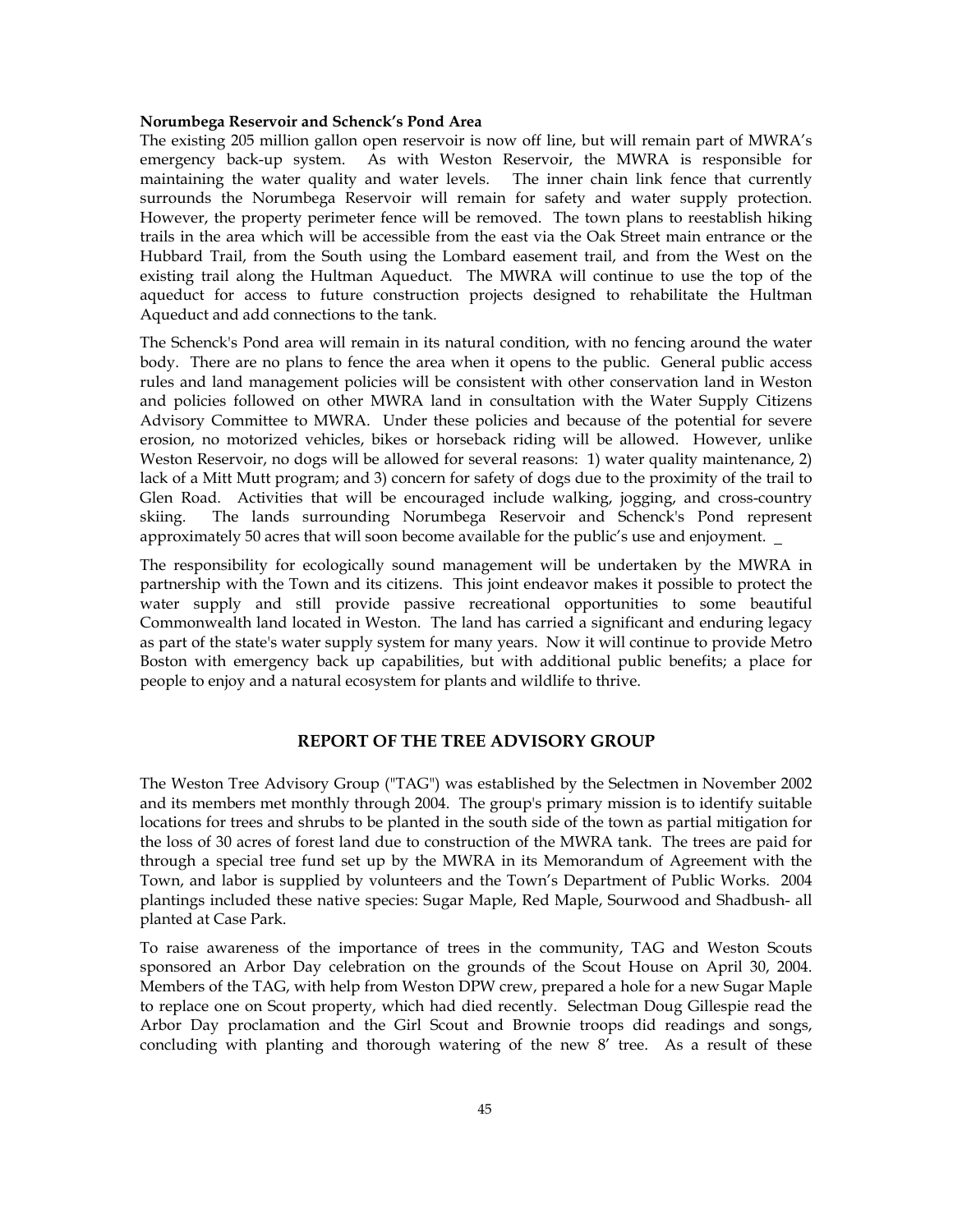**Norumbega Reservoir and Schenck's Pond Area**

The existing 205 million gallon open reservoir is now off line, but will remain part of MWRA's emergency back-up system. As with Weston Reservoir, the MWRA is responsible for maintaining the water quality and water levels. The inner chain link fence that currently surrounds the Norumbega Reservoir will remain for safety and water supply protection. However, the property perimeter fence will be removed. The town plans to reestablish hiking trails in the area which will be accessible from the east via the Oak Street main entrance or the Hubbard Trail, from the South using the Lombard easement trail, and from the West on the existing trail along the Hultman Aqueduct. The MWRA will continue to use the top of the aqueduct for access to future construction projects designed to rehabilitate the Hultman Aqueduct and add connections to the tank.

The Schenck's Pond area will remain in its natural condition, with no fencing around the water body. There are no plans to fence the area when it opens to the public. General public access rules and land management policies will be consistent with other conservation land in Weston and policies followed on other MWRA land in consultation with the Water Supply Citizens Advisory Committee to MWRA. Under these policies and because of the potential for severe erosion, no motorized vehicles, bikes or horseback riding will be allowed. However, unlike Weston Reservoir, no dogs will be allowed for several reasons: 1) water quality maintenance, 2) lack of a Mitt Mutt program; and 3) concern for safety of dogs due to the proximity of the trail to Glen Road. Activities that will be encouraged include walking, jogging, and cross-country skiing. The lands surrounding Norumbega Reservoir and Schenck's Pond represent approximately 50 acres that will soon become available for the public's use and enjoyment.

The responsibility for ecologically sound management will be undertaken by the MWRA in partnership with the Town and its citizens. This joint endeavor makes it possible to protect the water supply and still provide passive recreational opportunities to some beautiful Commonwealth land located in Weston. The land has carried a significant and enduring legacy as part of the state's water supply system for many years. Now it will continue to provide Metro Boston with emergency back up capabilities, but with additional public benefits; a place for people to enjoy and a natural ecosystem for plants and wildlife to thrive.

## REPORT OF THE TREE ADVISORY GROUP

The Weston Tree Advisory Group ("TAG") was established by the Selectmen in November 2002 and its members met monthly through 2004. The group's primary mission is to identify suitable locations for trees and shrubs to be planted in the south side of the town as partial mitigation for the loss of 30 acres of forest land due to construction of the MWRA tank. The trees are paid for through a special tree fund set up by the MWRA in its Memorandum of Agreement with the Town, and labor is supplied by volunteers and the Town's Department of Public Works. 2004 plantings included these native species: Sugar Maple, Red Maple, Sourwood and Shadbush- all planted at Case Park.

To raise awareness of the importance of trees in the community, TAG and Weston Scouts sponsored an Arbor Day celebration on the grounds of the Scout House on April 30, 2004. Members of the TAG, with help from Weston DPW crew, prepared a hole for a new Sugar Maple to replace one on Scout property, which had died recently. Selectman Doug Gillespie read the Arbor Day proclamation and the Girl Scout and Brownie troops did readings and songs, concluding with planting and thorough watering of the new 8' tree. As a result of these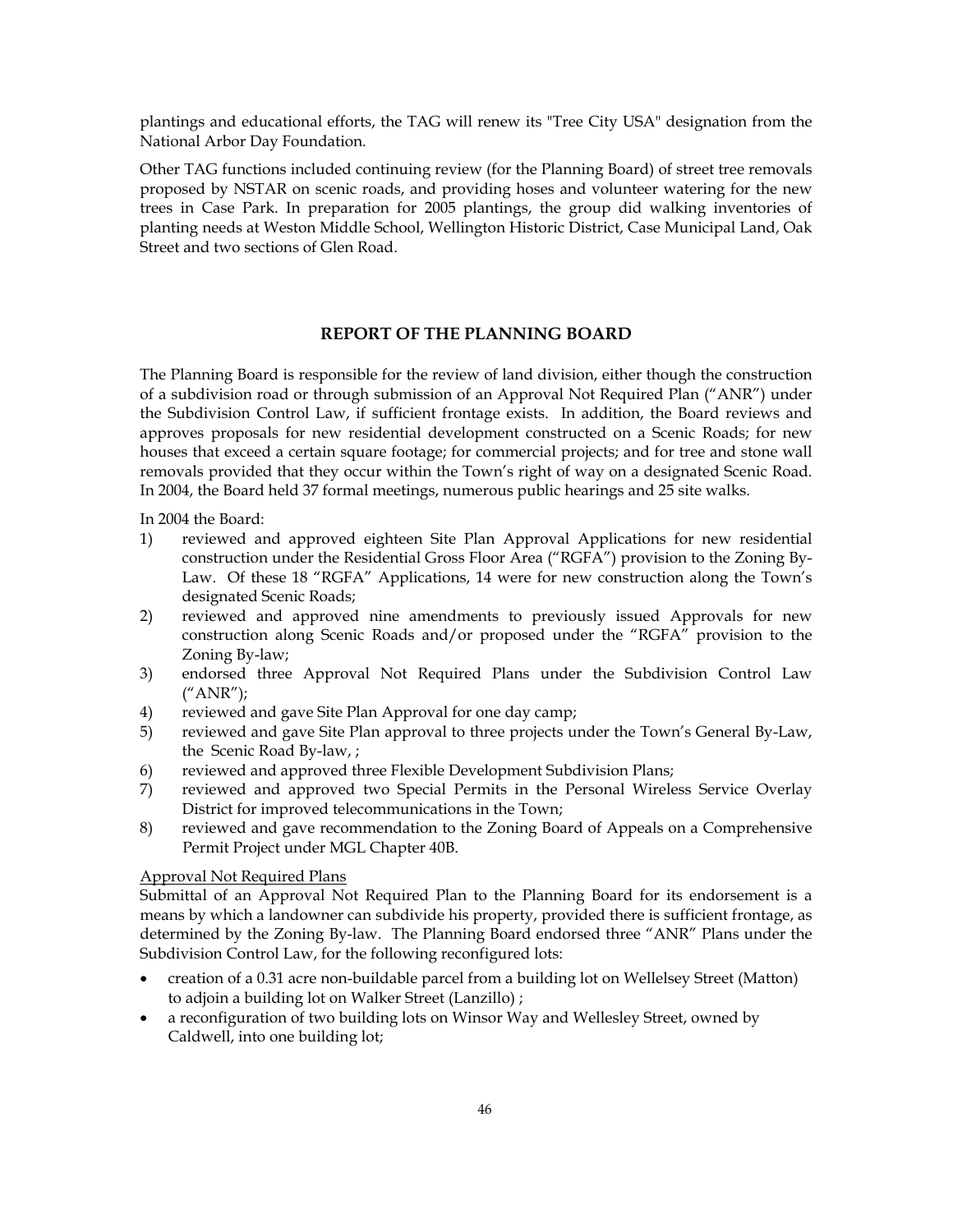plantings and educational efforts, the TAG will renew its "Tree City USA" designation from the National Arbor Day Foundation.

Other TAG functions included continuing review (for the Planning Board) of street tree removals proposed by NSTAR on scenic roads, and providing hoses and volunteer watering for the new trees in Case Park. In preparation for 2005 plantings, the group did walking inventories of planting needs at Weston Middle School, Wellington Historic District, Case Municipal Land, Oak Street and two sections of Glen Road.

## REPORT OF THE PLANNING BOARD

The Planning Board is responsible for the review of land division, either though the construction of a subdivision road or through submission of an Approval Not Required Plan ("ANR") under the Subdivision Control Law, if sufficient frontage exists. In addition, the Board reviews and approves proposals for new residential development constructed on a Scenic Roads; for new houses that exceed a certain square footage; for commercial projects; and for tree and stone wall removals provided that they occur within the Town's right of way on a designated Scenic Road. In 2004, the Board held 37 formal meetings, numerous public hearings and 25 site walks.

In 2004 the Board:

1) reviewed and approved eighteen Site Plan Approval Applications for new residential construction under the Residential Gross Floor Area ("RGFA") provision to the Zoning By-Law. Of these 18 "RGFA" Applications, 14 were for new construction along the Town's designated Scenic Roads;
2) reviewed and approved nine amendments to previously issued Approvals for new construction along Scenic Roads and/or proposed under the "RGFA" provision to the Zoning By-law;
3) endorsed three Approval Not Required Plans under the Subdivision Control Law ("ANR");
4) reviewed and gave Site Plan Approval for one day camp;
5) reviewed and gave Site Plan approval to three projects under the Town's General By-Law, the Scenic Road By-law, ;
6) reviewed and approved three Flexible Development Subdivision Plans;
7) reviewed and approved two Special Permits in the Personal Wireless Service Overlay District for improved telecommunications in the Town;
8) reviewed and gave recommendation to the Zoning Board of Appeals on a Comprehensive Permit Project under MGL Chapter 40B.

<u>Approval Not Required Plans</u>

Submittal of an Approval Not Required Plan to the Planning Board for its endorsement is a means by which a landowner can subdivide his property, provided there is sufficient frontage, as determined by the Zoning By-law. The Planning Board endorsed three "ANR" Plans under the Subdivision Control Law, for the following reconfigured lots:

- creation of a 0.31 acre non-buildable parcel from a building lot on Wellelsey Street (Matton) to adjoin a building lot on Walker Street (Lanzillo) ;
- a reconfiguration of two building lots on Winsor Way and Wellesley Street, owned by Caldwell, into one building lot;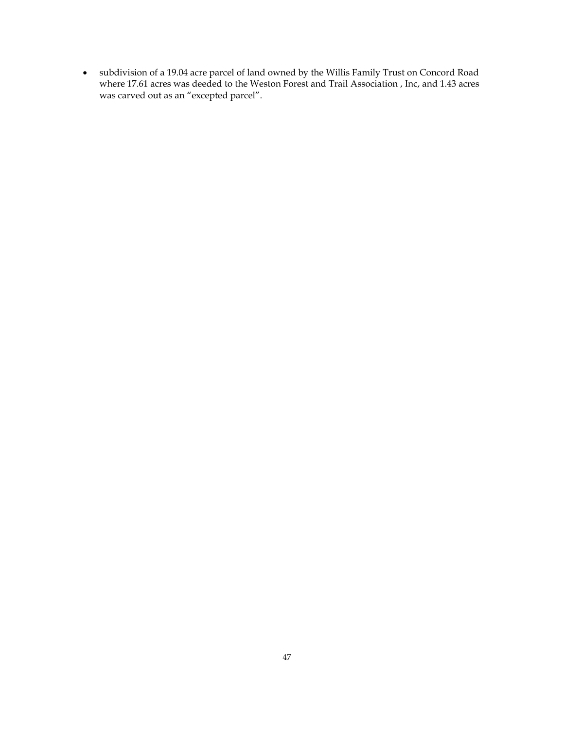- subdivision of a 19.04 acre parcel of land owned by the Willis Family Trust on Concord Road where 17.61 acres was deeded to the Weston Forest and Trail Association , Inc, and 1.43 acres was carved out as an “excepted parcel”.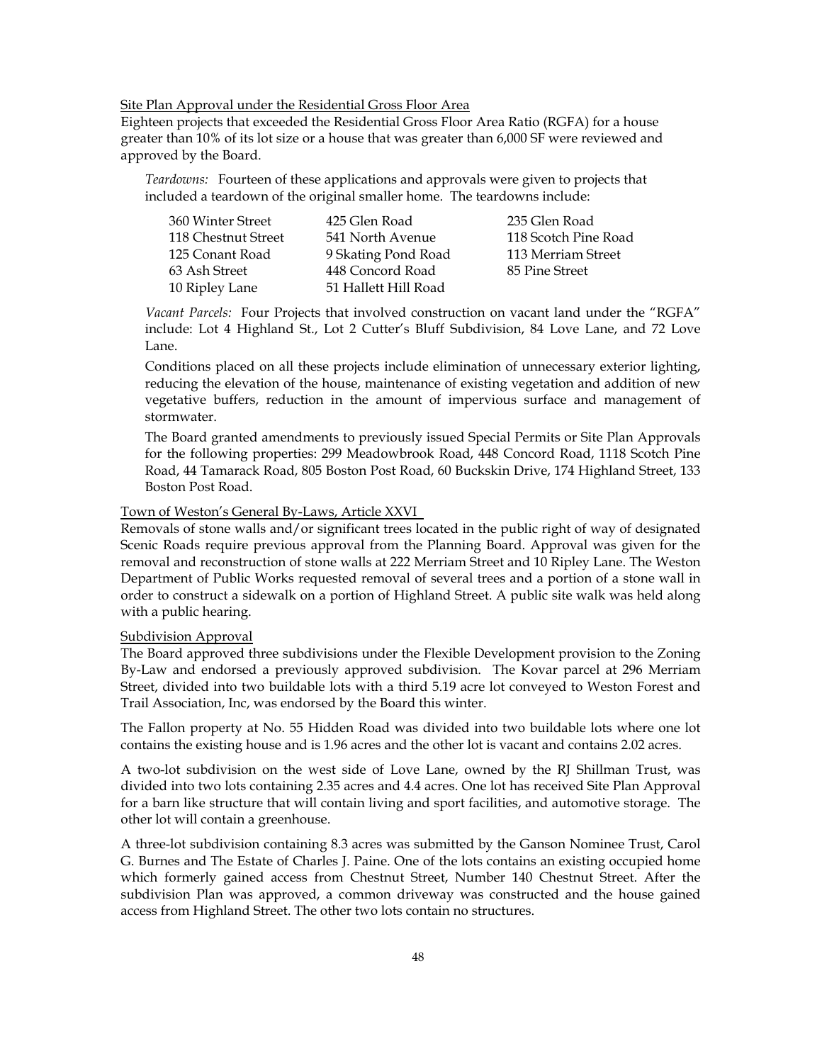Site Plan Approval under the Residential Gross Floor Area

Eighteen projects that exceeded the Residential Gross Floor Area Ratio (RGFA) for a house greater than 10% of its lot size or a house that was greater than 6,000 SF were reviewed and approved by the Board.

*Teardowns:* Fourteen of these applications and approvals were given to projects that included a teardown of the original smaller home. The teardowns include:

| | | |
|---|---|---|
| 360 Winter Street | 425 Glen Road | 235 Glen Road |
| 118 Chestnut Street | 541 North Avenue | 118 Scotch Pine Road |
| 125 Conant Road | 9 Skating Pond Road | 113 Merriam Street |
| 63 Ash Street | 448 Concord Road | 85 Pine Street |
| 10 Ripley Lane | 51 Hallett Hill Road | |

*Vacant Parcels:* Four Projects that involved construction on vacant land under the "RGFA" include: Lot 4 Highland St., Lot 2 Cutter's Bluff Subdivision, 84 Love Lane, and 72 Love Lane.

Conditions placed on all these projects include elimination of unnecessary exterior lighting, reducing the elevation of the house, maintenance of existing vegetation and addition of new vegetative buffers, reduction in the amount of impervious surface and management of stormwater.

The Board granted amendments to previously issued Special Permits or Site Plan Approvals for the following properties: 299 Meadowbrook Road, 448 Concord Road, 1118 Scotch Pine Road, 44 Tamarack Road, 805 Boston Post Road, 60 Buckskin Drive, 174 Highland Street, 133 Boston Post Road.

Town of Weston's General By-Laws, Article XXVI

Removals of stone walls and/or significant trees located in the public right of way of designated Scenic Roads require previous approval from the Planning Board. Approval was given for the removal and reconstruction of stone walls at 222 Merriam Street and 10 Ripley Lane. The Weston Department of Public Works requested removal of several trees and a portion of a stone wall in order to construct a sidewalk on a portion of Highland Street. A public site walk was held along with a public hearing.

Subdivision Approval

The Board approved three subdivisions under the Flexible Development provision to the Zoning By-Law and endorsed a previously approved subdivision. The Kovar parcel at 296 Merriam Street, divided into two buildable lots with a third 5.19 acre lot conveyed to Weston Forest and Trail Association, Inc, was endorsed by the Board this winter.

The Fallon property at No. 55 Hidden Road was divided into two buildable lots where one lot contains the existing house and is 1.96 acres and the other lot is vacant and contains 2.02 acres.

A two-lot subdivision on the west side of Love Lane, owned by the RJ Shillman Trust, was divided into two lots containing 2.35 acres and 4.4 acres. One lot has received Site Plan Approval for a barn like structure that will contain living and sport facilities, and automotive storage. The other lot will contain a greenhouse.

A three-lot subdivision containing 8.3 acres was submitted by the Ganson Nominee Trust, Carol G. Burnes and The Estate of Charles J. Paine. One of the lots contains an existing occupied home which formerly gained access from Chestnut Street, Number 140 Chestnut Street. After the subdivision Plan was approved, a common driveway was constructed and the house gained access from Highland Street. The other two lots contain no structures.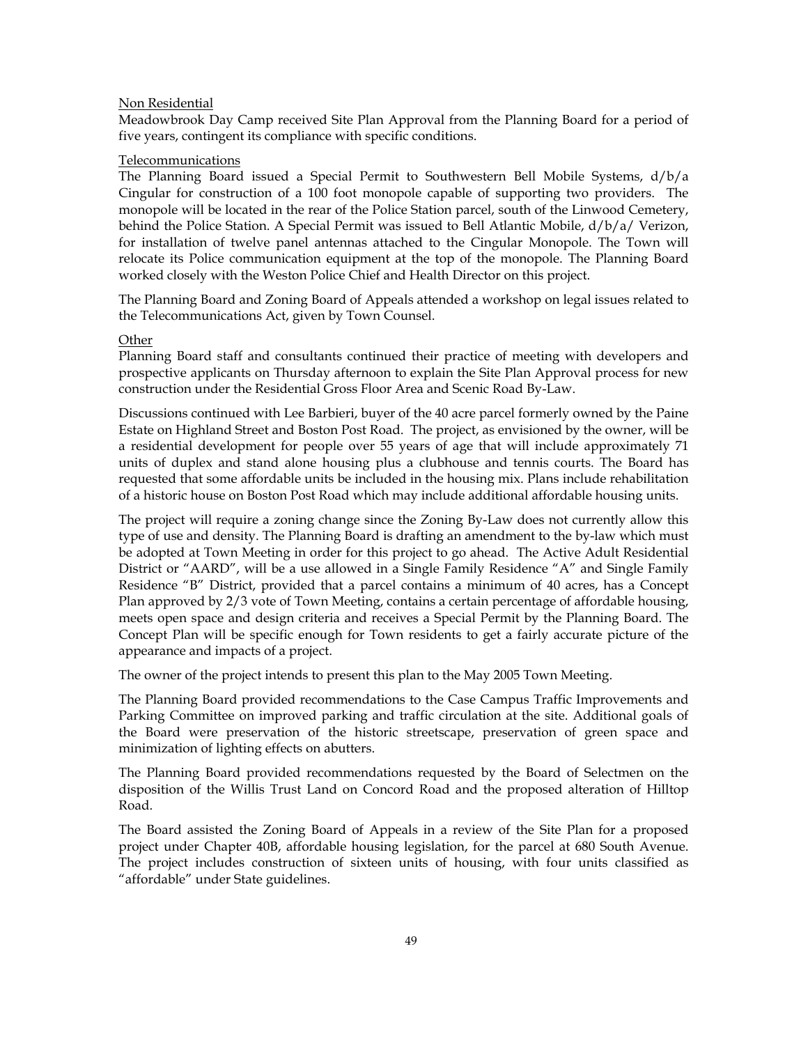Non Residential

Meadowbrook Day Camp received Site Plan Approval from the Planning Board for a period of five years, contingent its compliance with specific conditions.

Telecommunications

The Planning Board issued a Special Permit to Southwestern Bell Mobile Systems, d/b/a Cingular for construction of a 100 foot monopole capable of supporting two providers. The monopole will be located in the rear of the Police Station parcel, south of the Linwood Cemetery, behind the Police Station. A Special Permit was issued to Bell Atlantic Mobile, d/b/a/ Verizon, for installation of twelve panel antennas attached to the Cingular Monopole. The Town will relocate its Police communication equipment at the top of the monopole. The Planning Board worked closely with the Weston Police Chief and Health Director on this project.

The Planning Board and Zoning Board of Appeals attended a workshop on legal issues related to the Telecommunications Act, given by Town Counsel.

Other

Planning Board staff and consultants continued their practice of meeting with developers and prospective applicants on Thursday afternoon to explain the Site Plan Approval process for new construction under the Residential Gross Floor Area and Scenic Road By-Law.

Discussions continued with Lee Barbieri, buyer of the 40 acre parcel formerly owned by the Paine Estate on Highland Street and Boston Post Road. The project, as envisioned by the owner, will be a residential development for people over 55 years of age that will include approximately 71 units of duplex and stand alone housing plus a clubhouse and tennis courts. The Board has requested that some affordable units be included in the housing mix. Plans include rehabilitation of a historic house on Boston Post Road which may include additional affordable housing units.

The project will require a zoning change since the Zoning By-Law does not currently allow this type of use and density. The Planning Board is drafting an amendment to the by-law which must be adopted at Town Meeting in order for this project to go ahead. The Active Adult Residential District or "AARD", will be a use allowed in a Single Family Residence "A" and Single Family Residence "B" District, provided that a parcel contains a minimum of 40 acres, has a Concept Plan approved by 2/3 vote of Town Meeting, contains a certain percentage of affordable housing, meets open space and design criteria and receives a Special Permit by the Planning Board. The Concept Plan will be specific enough for Town residents to get a fairly accurate picture of the appearance and impacts of a project.

The owner of the project intends to present this plan to the May 2005 Town Meeting.

The Planning Board provided recommendations to the Case Campus Traffic Improvements and Parking Committee on improved parking and traffic circulation at the site. Additional goals of the Board were preservation of the historic streetscape, preservation of green space and minimization of lighting effects on abutters.

The Planning Board provided recommendations requested by the Board of Selectmen on the disposition of the Willis Trust Land on Concord Road and the proposed alteration of Hilltop Road.

The Board assisted the Zoning Board of Appeals in a review of the Site Plan for a proposed project under Chapter 40B, affordable housing legislation, for the parcel at 680 South Avenue. The project includes construction of sixteen units of housing, with four units classified as "affordable" under State guidelines.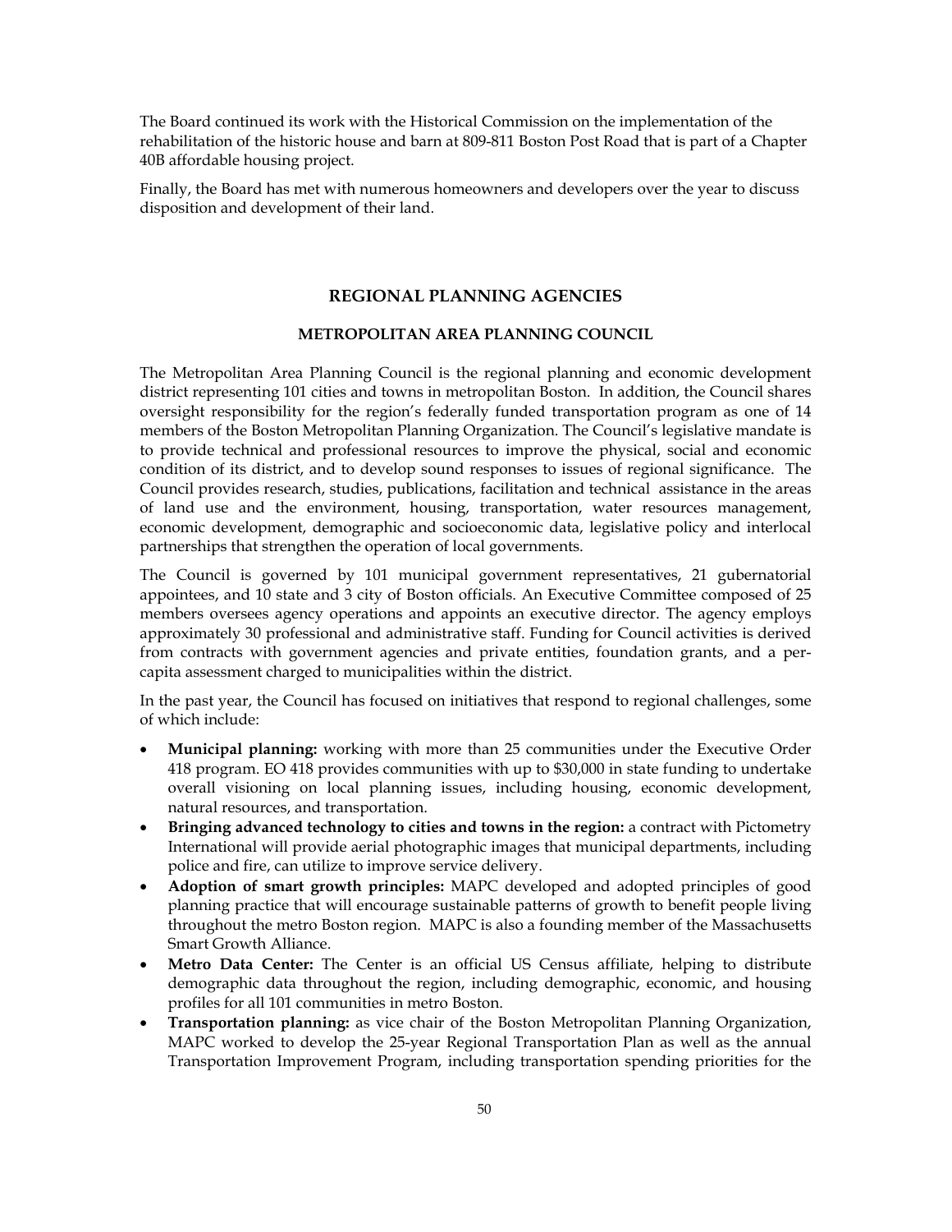The Board continued its work with the Historical Commission on the implementation of the rehabilitation of the historic house and barn at 809-811 Boston Post Road that is part of a Chapter 40B affordable housing project.

Finally, the Board has met with numerous homeowners and developers over the year to discuss disposition and development of their land.

## REGIONAL PLANNING AGENCIES

### METROPOLITAN AREA PLANNING COUNCIL

The Metropolitan Area Planning Council is the regional planning and economic development district representing 101 cities and towns in metropolitan Boston. In addition, the Council shares oversight responsibility for the region's federally funded transportation program as one of 14 members of the Boston Metropolitan Planning Organization. The Council's legislative mandate is to provide technical and professional resources to improve the physical, social and economic condition of its district, and to develop sound responses to issues of regional significance. The Council provides research, studies, publications, facilitation and technical assistance in the areas of land use and the environment, housing, transportation, water resources management, economic development, demographic and socioeconomic data, legislative policy and interlocal partnerships that strengthen the operation of local governments.

The Council is governed by 101 municipal government representatives, 21 gubernatorial appointees, and 10 state and 3 city of Boston officials. An Executive Committee composed of 25 members oversees agency operations and appoints an executive director. The agency employs approximately 30 professional and administrative staff. Funding for Council activities is derived from contracts with government agencies and private entities, foundation grants, and a per-capita assessment charged to municipalities within the district.

In the past year, the Council has focused on initiatives that respond to regional challenges, some of which include:

- **Municipal planning:** working with more than 25 communities under the Executive Order 418 program. EO 418 provides communities with up to $30,000 in state funding to undertake overall visioning on local planning issues, including housing, economic development, natural resources, and transportation.
- **Bringing advanced technology to cities and towns in the region:** a contract with Pictometry International will provide aerial photographic images that municipal departments, including police and fire, can utilize to improve service delivery.
- **Adoption of smart growth principles:** MAPC developed and adopted principles of good planning practice that will encourage sustainable patterns of growth to benefit people living throughout the metro Boston region. MAPC is also a founding member of the Massachusetts Smart Growth Alliance.
- **Metro Data Center:** The Center is an official US Census affiliate, helping to distribute demographic data throughout the region, including demographic, economic, and housing profiles for all 101 communities in metro Boston.
- **Transportation planning:** as vice chair of the Boston Metropolitan Planning Organization, MAPC worked to develop the 25-year Regional Transportation Plan as well as the annual Transportation Improvement Program, including transportation spending priorities for the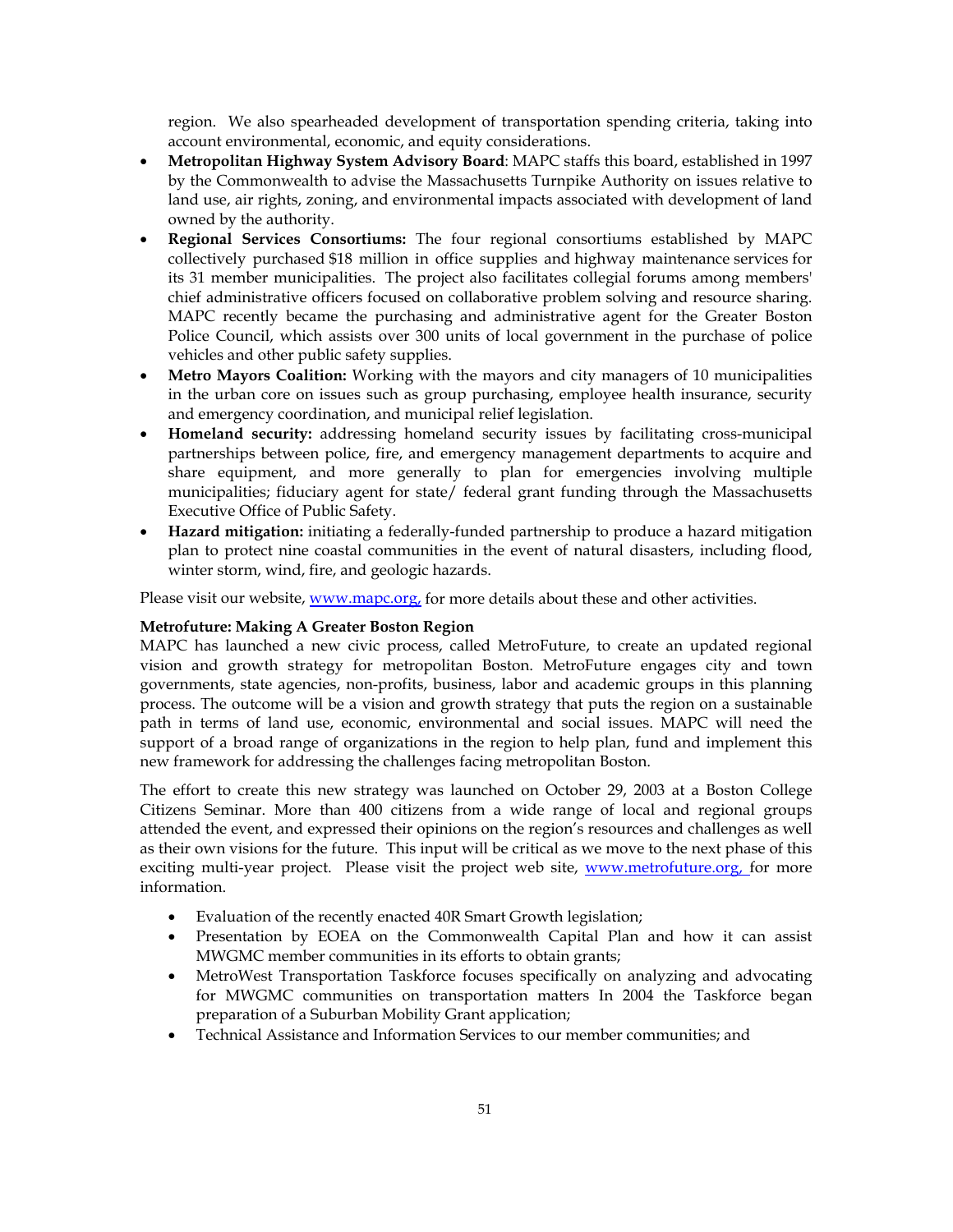region. We also spearheaded development of transportation spending criteria, taking into account environmental, economic, and equity considerations.

- **Metropolitan Highway System Advisory Board**: MAPC staffs this board, established in 1997 by the Commonwealth to advise the Massachusetts Turnpike Authority on issues relative to land use, air rights, zoning, and environmental impacts associated with development of land owned by the authority.
- **Regional Services Consortiums:** The four regional consortiums established by MAPC collectively purchased $18 million in office supplies and highway maintenance services for its 31 member municipalities. The project also facilitates collegial forums among members' chief administrative officers focused on collaborative problem solving and resource sharing. MAPC recently became the purchasing and administrative agent for the Greater Boston Police Council, which assists over 300 units of local government in the purchase of police vehicles and other public safety supplies.
- **Metro Mayors Coalition:** Working with the mayors and city managers of 10 municipalities in the urban core on issues such as group purchasing, employee health insurance, security and emergency coordination, and municipal relief legislation.
- **Homeland security:** addressing homeland security issues by facilitating cross-municipal partnerships between police, fire, and emergency management departments to acquire and share equipment, and more generally to plan for emergencies involving multiple municipalities; fiduciary agent for state/ federal grant funding through the Massachusetts Executive Office of Public Safety.
- **Hazard mitigation:** initiating a federally-funded partnership to produce a hazard mitigation plan to protect nine coastal communities in the event of natural disasters, including flood, winter storm, wind, fire, and geologic hazards.

Please visit our website, www.mapc.org, for more details about these and other activities.

**Metrofuture: Making A Greater Boston Region**

MAPC has launched a new civic process, called MetroFuture, to create an updated regional vision and growth strategy for metropolitan Boston. MetroFuture engages city and town governments, state agencies, non-profits, business, labor and academic groups in this planning process. The outcome will be a vision and growth strategy that puts the region on a sustainable path in terms of land use, economic, environmental and social issues. MAPC will need the support of a broad range of organizations in the region to help plan, fund and implement this new framework for addressing the challenges facing metropolitan Boston.

The effort to create this new strategy was launched on October 29, 2003 at a Boston College Citizens Seminar. More than 400 citizens from a wide range of local and regional groups attended the event, and expressed their opinions on the region's resources and challenges as well as their own visions for the future. This input will be critical as we move to the next phase of this exciting multi-year project. Please visit the project web site, www.metrofuture.org, for more information.

- Evaluation of the recently enacted 40R Smart Growth legislation;
- Presentation by EOEA on the Commonwealth Capital Plan and how it can assist MWGMC member communities in its efforts to obtain grants;
- MetroWest Transportation Taskforce focuses specifically on analyzing and advocating for MWGMC communities on transportation matters In 2004 the Taskforce began preparation of a Suburban Mobility Grant application;
- Technical Assistance and Information Services to our member communities; and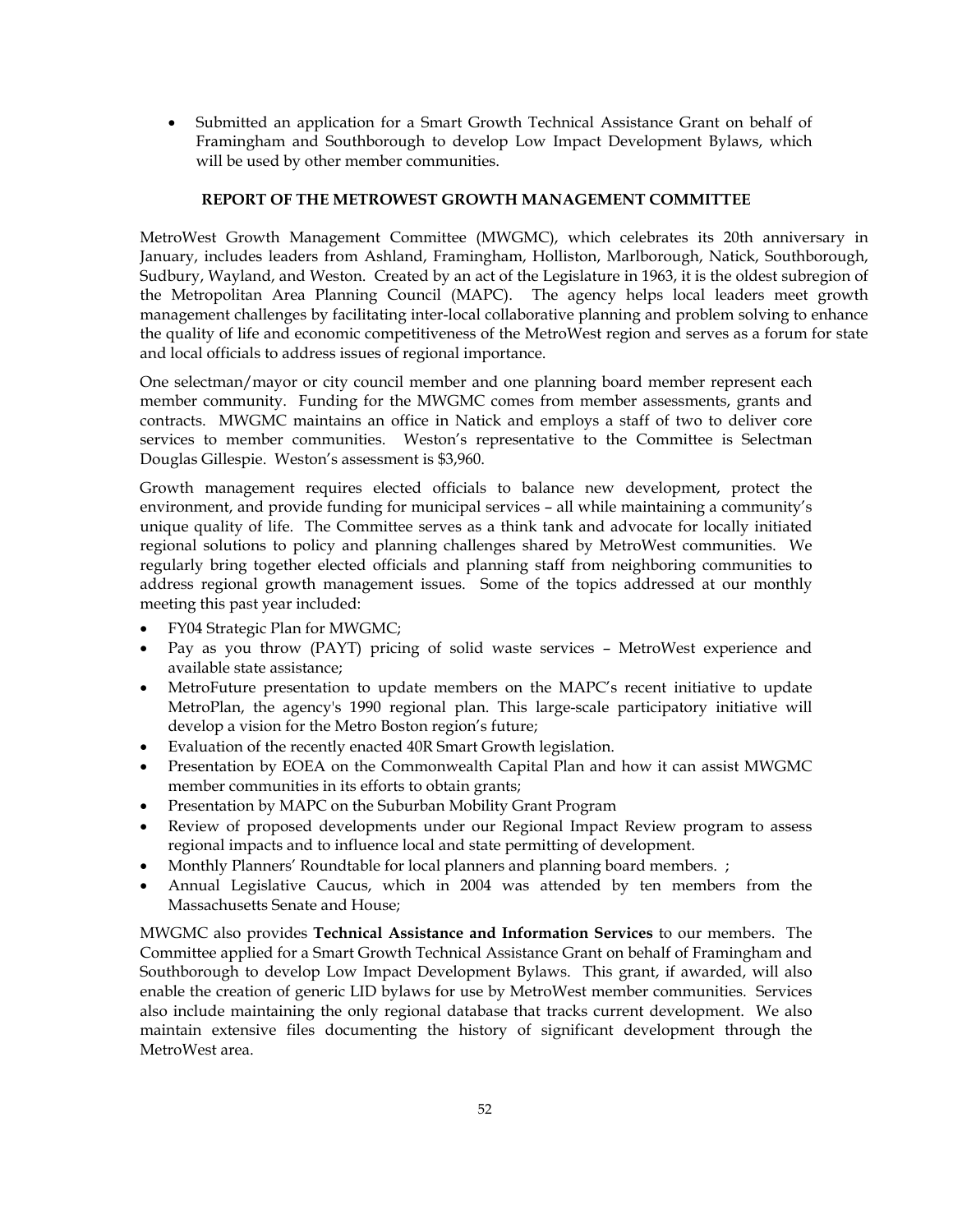- Submitted an application for a Smart Growth Technical Assistance Grant on behalf of Framingham and Southborough to develop Low Impact Development Bylaws, which will be used by other member communities.

## REPORT OF THE METROWEST GROWTH MANAGEMENT COMMITTEE

MetroWest Growth Management Committee (MWGMC), which celebrates its 20th anniversary in January, includes leaders from Ashland, Framingham, Holliston, Marlborough, Natick, Southborough, Sudbury, Wayland, and Weston. Created by an act of the Legislature in 1963, it is the oldest subregion of the Metropolitan Area Planning Council (MAPC). The agency helps local leaders meet growth management challenges by facilitating inter-local collaborative planning and problem solving to enhance the quality of life and economic competitiveness of the MetroWest region and serves as a forum for state and local officials to address issues of regional importance.

One selectman/mayor or city council member and one planning board member represent each member community. Funding for the MWGMC comes from member assessments, grants and contracts. MWGMC maintains an office in Natick and employs a staff of two to deliver core services to member communities. Weston's representative to the Committee is Selectman Douglas Gillespie. Weston's assessment is $3,960.

Growth management requires elected officials to balance new development, protect the environment, and provide funding for municipal services – all while maintaining a community's unique quality of life. The Committee serves as a think tank and advocate for locally initiated regional solutions to policy and planning challenges shared by MetroWest communities. We regularly bring together elected officials and planning staff from neighboring communities to address regional growth management issues. Some of the topics addressed at our monthly meeting this past year included:

- FY04 Strategic Plan for MWGMC;
- Pay as you throw (PAYT) pricing of solid waste services – MetroWest experience and available state assistance;
- MetroFuture presentation to update members on the MAPC's recent initiative to update MetroPlan, the agency's 1990 regional plan. This large-scale participatory initiative will develop a vision for the Metro Boston region's future;
- Evaluation of the recently enacted 40R Smart Growth legislation.
- Presentation by EOEA on the Commonwealth Capital Plan and how it can assist MWGMC member communities in its efforts to obtain grants;
- Presentation by MAPC on the Suburban Mobility Grant Program
- Review of proposed developments under our Regional Impact Review program to assess regional impacts and to influence local and state permitting of development.
- Monthly Planners' Roundtable for local planners and planning board members. ;
- Annual Legislative Caucus, which in 2004 was attended by ten members from the Massachusetts Senate and House;

MWGMC also provides **Technical Assistance and Information Services** to our members. The Committee applied for a Smart Growth Technical Assistance Grant on behalf of Framingham and Southborough to develop Low Impact Development Bylaws. This grant, if awarded, will also enable the creation of generic LID bylaws for use by MetroWest member communities. Services also include maintaining the only regional database that tracks current development. We also maintain extensive files documenting the history of significant development through the MetroWest area.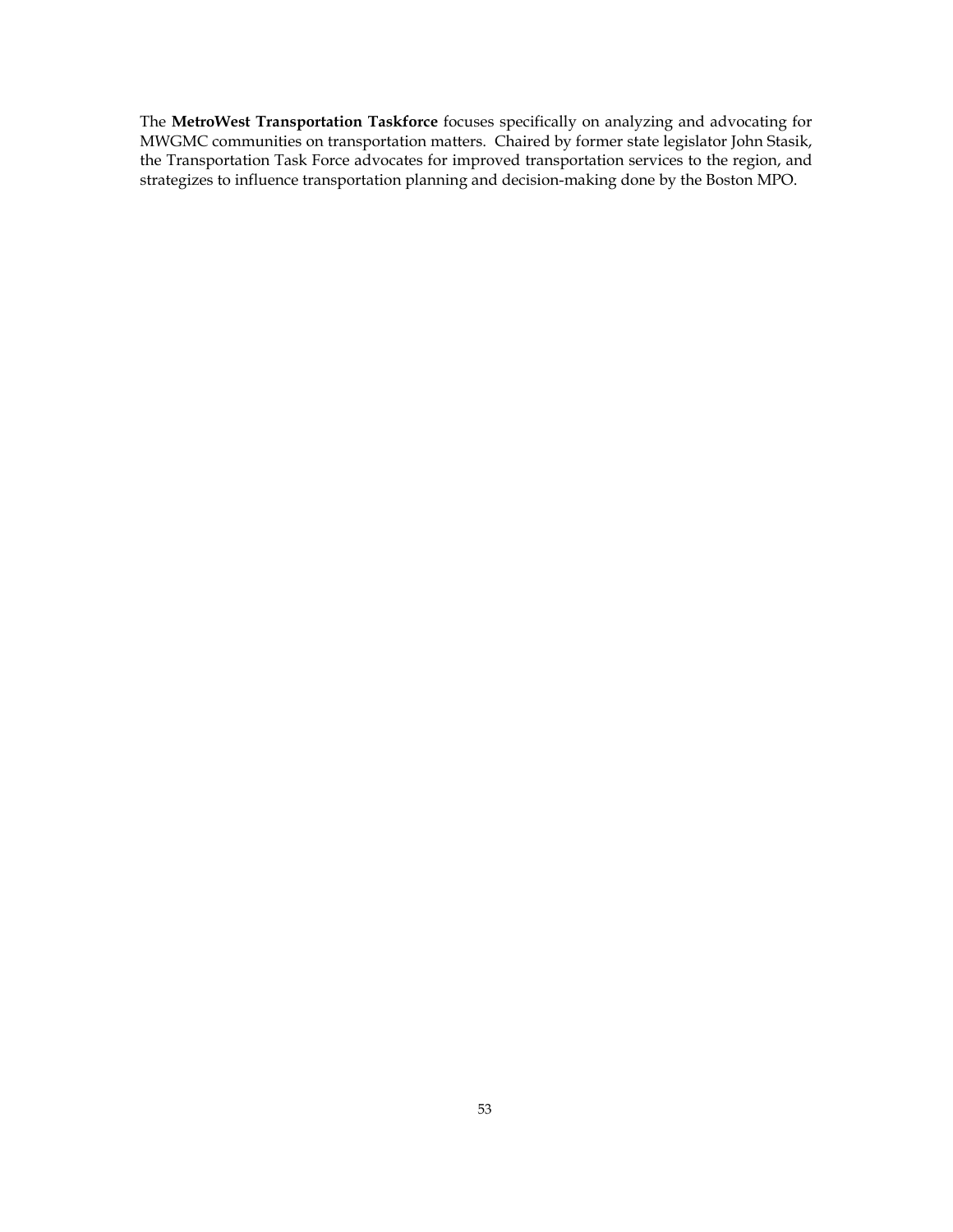The **MetroWest Transportation Taskforce** focuses specifically on analyzing and advocating for MWGMC communities on transportation matters. Chaired by former state legislator John Stasik, the Transportation Task Force advocates for improved transportation services to the region, and strategizes to influence transportation planning and decision-making done by the Boston MPO.